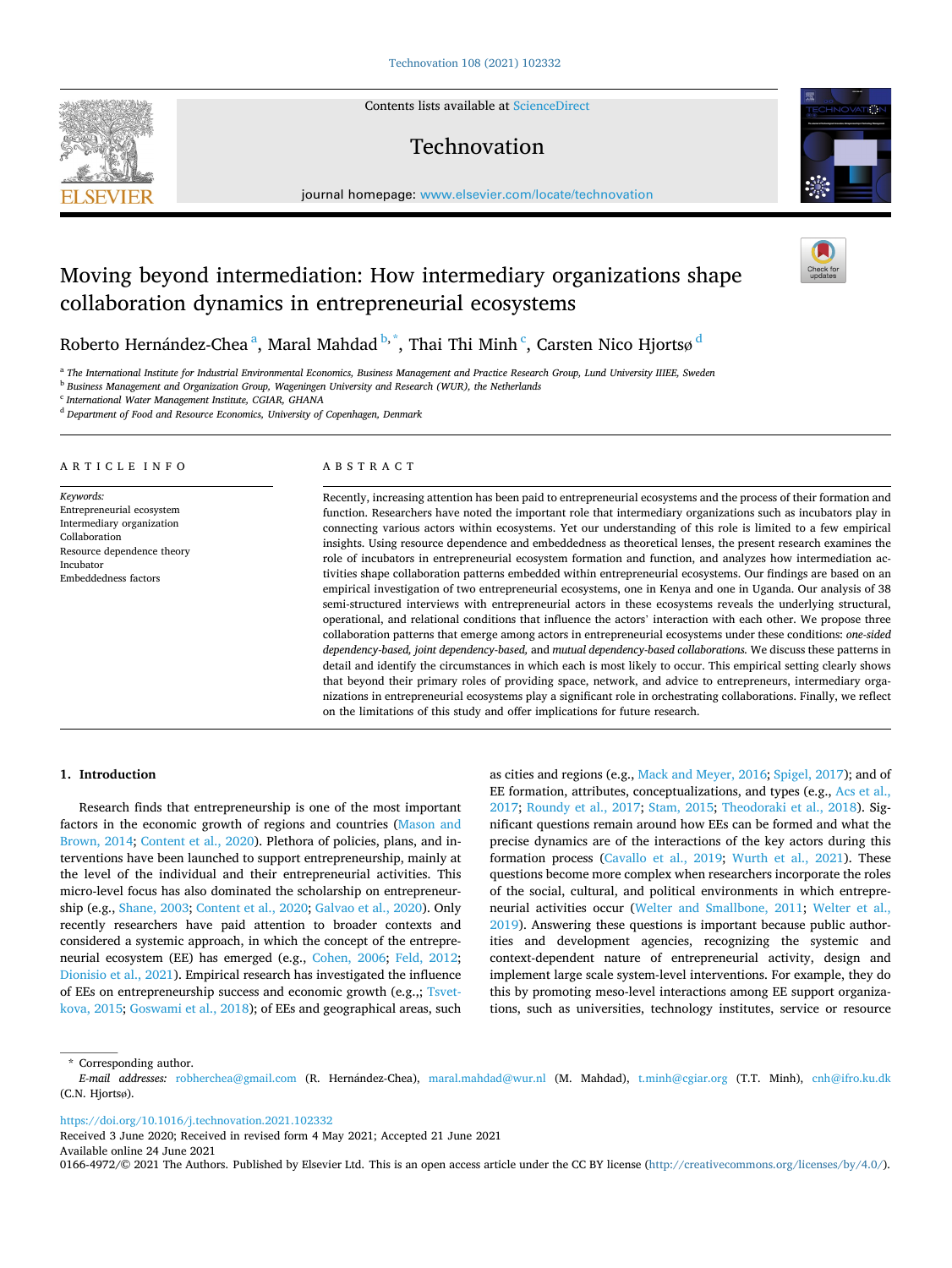# Moving beyond intermediation: How intermediary organizations shape collaboration dynamics in entrepreneurial ecosystems

Roberto Hernández-Chea [a], Maral Mahdad [b,*], Thai Thi Minh [c], Carsten Nico Hjortsø [d]

[a] The International Institute for Industrial Environmental Economics, Business Management and Practice Research Group, Lund University IIIEE, Sweden
[b] Business Management and Organization Group, Wageningen University and Research (WUR), the Netherlands
[c] International Water Management Institute, CGIAR, GHANA
[d] Department of Food and Resource Economics, University of Copenhagen, Denmark

## ARTICLE INFO

*Keywords:*
Entrepreneurial ecosystem
Intermediary organization
Collaboration
Resource dependence theory
Incubator
Embeddedness factors

## ABSTRACT

Recently, increasing attention has been paid to entrepreneurial ecosystems and the process of their formation and function. Researchers have noted the important role that intermediary organizations such as incubators play in connecting various actors within ecosystems. Yet our understanding of this role is limited to a few empirical insights. Using resource dependence and embeddedness as theoretical lenses, the present research examines the role of incubators in entrepreneurial ecosystem formation and function, and analyzes how intermediation activities shape collaboration patterns embedded within entrepreneurial ecosystems. Our findings are based on an empirical investigation of two entrepreneurial ecosystems, one in Kenya and one in Uganda. Our analysis of 38 semi-structured interviews with entrepreneurial actors in these ecosystems reveals the underlying structural, operational, and relational conditions that influence the actors' interaction with each other. We propose three collaboration patterns that emerge among actors in entrepreneurial ecosystems under these conditions: *one-sided dependency-based, joint dependency-based,* and *mutual dependency-based collaborations.* We discuss these patterns in detail and identify the circumstances in which each is most likely to occur. This empirical setting clearly shows that beyond their primary roles of providing space, network, and advice to entrepreneurs, intermediary organizations in entrepreneurial ecosystems play a significant role in orchestrating collaborations. Finally, we reflect on the limitations of this study and offer implications for future research.

## 1. Introduction

Research finds that entrepreneurship is one of the most important factors in the economic growth of regions and countries (Mason and Brown, 2014; Content et al., 2020). Plethora of policies, plans, and interventions have been launched to support entrepreneurship, mainly at the level of the individual and their entrepreneurial activities. This micro-level focus has also dominated the scholarship on entrepreneurship (e.g., Shane, 2003; Content et al., 2020; Galvao et al., 2020). Only recently researchers have paid attention to broader contexts and considered a systemic approach, in which the concept of the entrepreneurial ecosystem (EE) has emerged (e.g., Cohen, 2006; Feld, 2012; Dionisio et al., 2021). Empirical research has investigated the influence of EEs on entrepreneurship success and economic growth (e.g.,; Tsvetkova, 2015; Goswami et al., 2018); of EEs and geographical areas, such as cities and regions (e.g., Mack and Meyer, 2016; Spigel, 2017); and of EE formation, attributes, conceptualizations, and types (e.g., Acs et al., 2017; Roundy et al., 2017; Stam, 2015; Theodoraki et al., 2018). Significant questions remain around how EEs can be formed and what the precise dynamics are of the interactions of the key actors during this formation process (Cavallo et al., 2019; Wurth et al., 2021). These questions become more complex when researchers incorporate the roles of the social, cultural, and political environments in which entrepreneurial activities occur (Welter and Smallbone, 2011; Welter et al., 2019). Answering these questions is important because public authorities and development agencies, recognizing the systemic and context-dependent nature of entrepreneurial activity, design and implement large scale system-level interventions. For example, they do this by promoting meso-level interactions among EE support organizations, such as universities, technology institutes, service or resource

\* Corresponding author.
*E-mail addresses:* robherchea@gmail.com (R. Hernández-Chea), maral.mahdad@wur.nl (M. Mahdad), t.minh@cgiar.org (T.T. Minh), cnh@ifro.ku.dk (C.N. Hjortsø).

https://doi.org/10.1016/j.technovation.2021.102332
Received 3 June 2020; Received in revised form 4 May 2021; Accepted 21 June 2021
Available online 24 June 2021
0166-4972/© 2021 The Authors. Published by Elsevier Ltd. This is an open access article under the CC BY license (http://creativecommons.org/licenses/by/4.0/).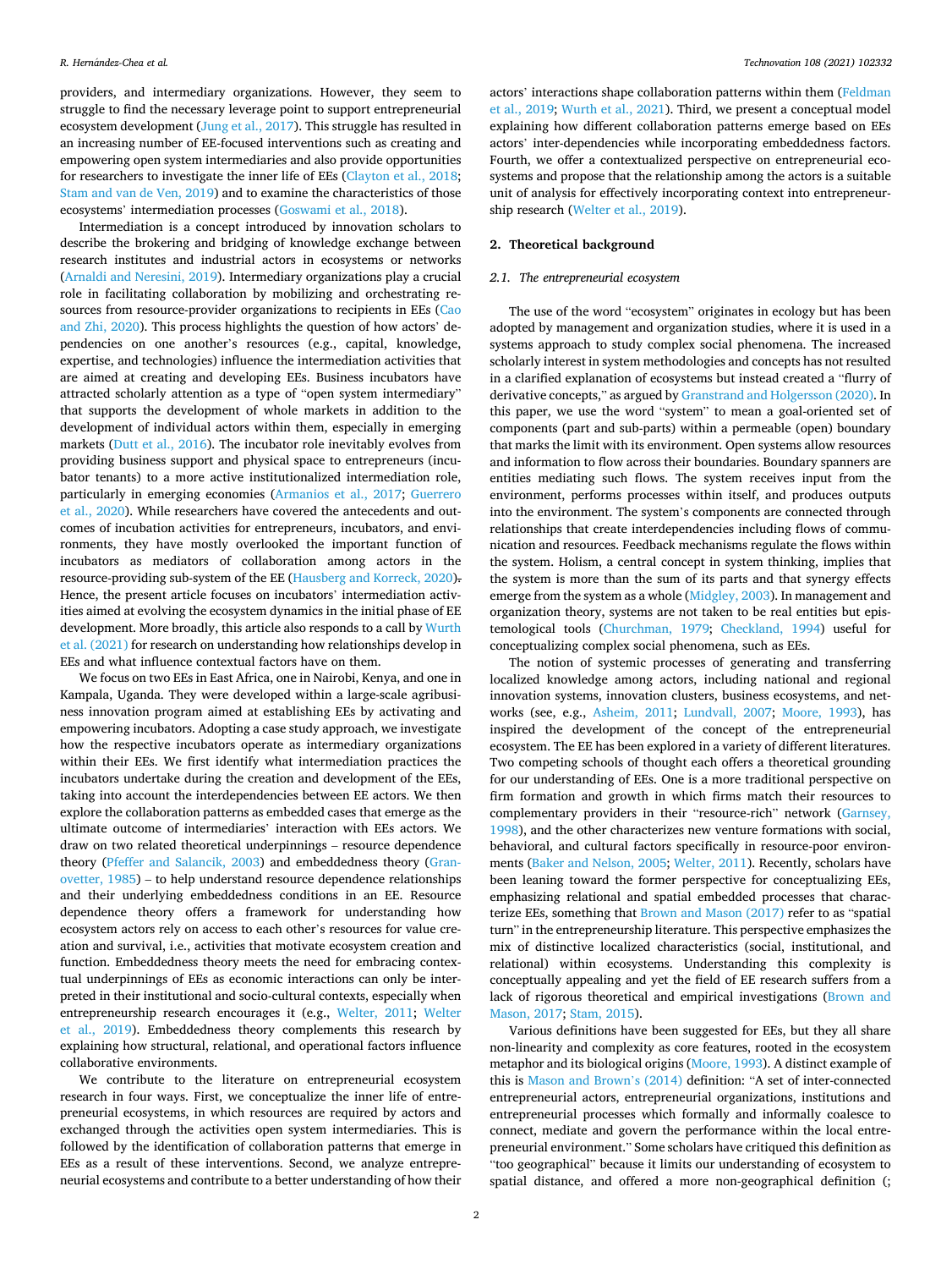providers, and intermediary organizations. However, they seem to struggle to find the necessary leverage point to support entrepreneurial ecosystem development (Jung et al., 2017). This struggle has resulted in an increasing number of EE-focused interventions such as creating and empowering open system intermediaries and also provide opportunities for researchers to investigate the inner life of EEs (Clayton et al., 2018; Stam and van de Ven, 2019) and to examine the characteristics of those ecosystems' intermediation processes (Goswami et al., 2018).

Intermediation is a concept introduced by innovation scholars to describe the brokering and bridging of knowledge exchange between research institutes and industrial actors in ecosystems or networks (Arnaldi and Neresini, 2019). Intermediary organizations play a crucial role in facilitating collaboration by mobilizing and orchestrating resources from resource-provider organizations to recipients in EEs (Cao and Zhi, 2020). This process highlights the question of how actors' dependencies on one another's resources (e.g., capital, knowledge, expertise, and technologies) influence the intermediation activities that are aimed at creating and developing EEs. Business incubators have attracted scholarly attention as a type of "open system intermediary" that supports the development of whole markets in addition to the development of individual actors within them, especially in emerging markets (Dutt et al., 2016). The incubator role inevitably evolves from providing business support and physical space to entrepreneurs (incubator tenants) to a more active institutionalized intermediation role, particularly in emerging economies (Armanios et al., 2017; Guerrero et al., 2020). While researchers have covered the antecedents and outcomes of incubation activities for entrepreneurs, incubators, and environments, they have mostly overlooked the important function of incubators as mediators of collaboration among actors in the resource-providing sub-system of the EE (Hausberg and Korreck, 2020). Hence, the present article focuses on incubators' intermediation activities aimed at evolving the ecosystem dynamics in the initial phase of EE development. More broadly, this article also responds to a call by Wurth et al. (2021) for research on understanding how relationships develop in EEs and what influence contextual factors have on them.

We focus on two EEs in East Africa, one in Nairobi, Kenya, and one in Kampala, Uganda. They were developed within a large-scale agribusiness innovation program aimed at establishing EEs by activating and empowering incubators. Adopting a case study approach, we investigate how the respective incubators operate as intermediary organizations within their EEs. We first identify what intermediation practices the incubators undertake during the creation and development of the EEs, taking into account the interdependencies between EE actors. We then explore the collaboration patterns as embedded cases that emerge as the ultimate outcome of intermediaries' interaction with EEs actors. We draw on two related theoretical underpinnings – resource dependence theory (Pfeffer and Salancik, 2003) and embeddedness theory (Granovetter, 1985) – to help understand resource dependence relationships and their underlying embeddedness conditions in an EE. Resource dependence theory offers a framework for understanding how ecosystem actors rely on access to each other's resources for value creation and survival, i.e., activities that motivate ecosystem creation and function. Embeddedness theory meets the need for embracing contextual underpinnings of EEs as economic interactions can only be interpreted in their institutional and socio-cultural contexts, especially when entrepreneurship research encourages it (e.g., Welter, 2011; Welter et al., 2019). Embeddedness theory complements this research by explaining how structural, relational, and operational factors influence collaborative environments.

We contribute to the literature on entrepreneurial ecosystem research in four ways. First, we conceptualize the inner life of entrepreneurial ecosystems, in which resources are required by actors and exchanged through the activities open system intermediaries. This is followed by the identification of collaboration patterns that emerge in EEs as a result of these interventions. Second, we analyze entrepreneurial ecosystems and contribute to a better understanding of how their actors' interactions shape collaboration patterns within them (Feldman et al., 2019; Wurth et al., 2021). Third, we present a conceptual model explaining how different collaboration patterns emerge based on EEs actors' inter-dependencies while incorporating embeddedness factors. Fourth, we offer a contextualized perspective on entrepreneurial ecosystems and propose that the relationship among the actors is a suitable unit of analysis for effectively incorporating context into entrepreneurship research (Welter et al., 2019).

## 2. Theoretical background

### 2.1. The entrepreneurial ecosystem

The use of the word "ecosystem" originates in ecology but has been adopted by management and organization studies, where it is used in a systems approach to study complex social phenomena. The increased scholarly interest in system methodologies and concepts has not resulted in a clarified explanation of ecosystems but instead created a "flurry of derivative concepts," as argued by Granstrand and Holgersson (2020). In this paper, we use the word "system" to mean a goal-oriented set of components (part and sub-parts) within a permeable (open) boundary that marks the limit with its environment. Open systems allow resources and information to flow across their boundaries. Boundary spanners are entities mediating such flows. The system receives input from the environment, performs processes within itself, and produces outputs into the environment. The system's components are connected through relationships that create interdependencies including flows of communication and resources. Feedback mechanisms regulate the flows within the system. Holism, a central concept in system thinking, implies that the system is more than the sum of its parts and that synergy effects emerge from the system as a whole (Midgley, 2003). In management and organization theory, systems are not taken to be real entities but epistemological tools (Churchman, 1979; Checkland, 1994) useful for conceptualizing complex social phenomena, such as EEs.

The notion of systemic processes of generating and transferring localized knowledge among actors, including national and regional innovation systems, innovation clusters, business ecosystems, and networks (see, e.g., Asheim, 2011; Lundvall, 2007; Moore, 1993), has inspired the development of the concept of the entrepreneurial ecosystem. The EE has been explored in a variety of different literatures. Two competing schools of thought each offers a theoretical grounding for our understanding of EEs. One is a more traditional perspective on firm formation and growth in which firms match their resources to complementary providers in their "resource-rich" network (Garnsey, 1998), and the other characterizes new venture formations with social, behavioral, and cultural factors specifically in resource-poor environments (Baker and Nelson, 2005; Welter, 2011). Recently, scholars have been leaning toward the former perspective for conceptualizing EEs, emphasizing relational and spatial embedded processes that characterize EEs, something that Brown and Mason (2017) refer to as "spatial turn" in the entrepreneurship literature. This perspective emphasizes the mix of distinctive localized characteristics (social, institutional, and relational) within ecosystems. Understanding this complexity is conceptually appealing and yet the field of EE research suffers from a lack of rigorous theoretical and empirical investigations (Brown and Mason, 2017; Stam, 2015).

Various definitions have been suggested for EEs, but they all share non-linearity and complexity as core features, rooted in the ecosystem metaphor and its biological origins (Moore, 1993). A distinct example of this is Mason and Brown's (2014) definition: "A set of inter-connected entrepreneurial actors, entrepreneurial organizations, institutions and entrepreneurial processes which formally and informally coalesce to connect, mediate and govern the performance within the local entrepreneurial environment." Some scholars have critiqued this definition as "too geographical" because it limits our understanding of ecosystem to spatial distance, and offered a more non-geographical definition (;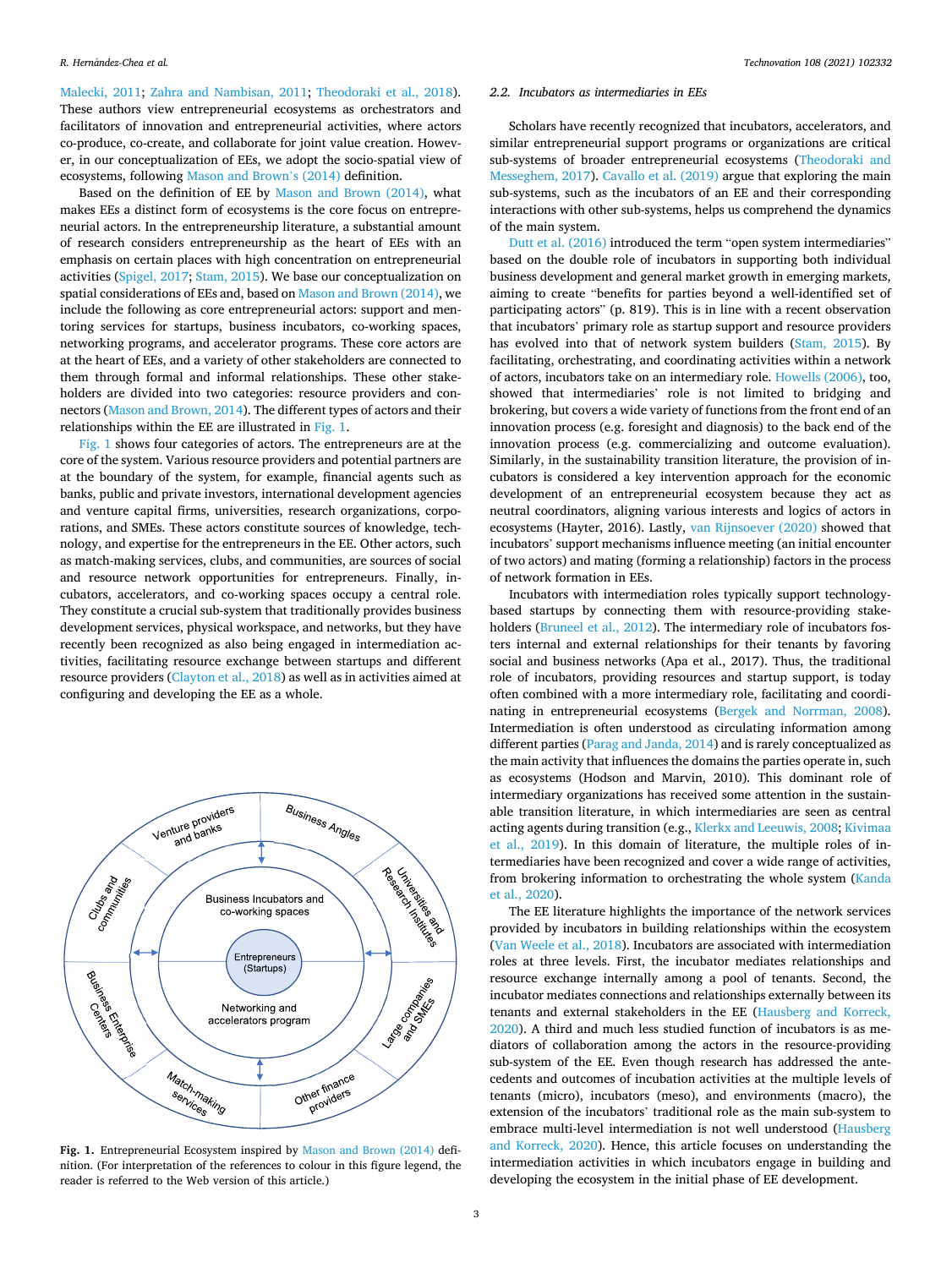Malecki, 2011; Zahra and Nambisan, 2011; Theodoraki et al., 2018). These authors view entrepreneurial ecosystems as orchestrators and facilitators of innovation and entrepreneurial activities, where actors co-produce, co-create, and collaborate for joint value creation. However, in our conceptualization of EEs, we adopt the socio-spatial view of ecosystems, following Mason and Brown's (2014) definition.

Based on the definition of EE by Mason and Brown (2014), what makes EEs a distinct form of ecosystems is the core focus on entrepreneurial actors. In the entrepreneurship literature, a substantial amount of research considers entrepreneurship as the heart of EEs with an emphasis on certain places with high concentration on entrepreneurial activities (Spigel, 2017; Stam, 2015). We base our conceptualization on spatial considerations of EEs and, based on Mason and Brown (2014), we include the following as core entrepreneurial actors: support and mentoring services for startups, business incubators, co-working spaces, networking programs, and accelerator programs. These core actors are at the heart of EEs, and a variety of other stakeholders are connected to them through formal and informal relationships. These other stakeholders are divided into two categories: resource providers and connectors (Mason and Brown, 2014). The different types of actors and their relationships within the EE are illustrated in Fig. 1.

Fig. 1 shows four categories of actors. The entrepreneurs are at the core of the system. Various resource providers and potential partners are at the boundary of the system, for example, financial agents such as banks, public and private investors, international development agencies and venture capital firms, universities, research organizations, corporations, and SMEs. These actors constitute sources of knowledge, technology, and expertise for the entrepreneurs in the EE. Other actors, such as match-making services, clubs, and communities, are sources of social and resource network opportunities for entrepreneurs. Finally, incubators, accelerators, and co-working spaces occupy a central role. They constitute a crucial sub-system that traditionally provides business development services, physical workspace, and networks, but they have recently been recognized as also being engaged in intermediation activities, facilitating resource exchange between startups and different resource providers (Clayton et al., 2018) as well as in activities aimed at configuring and developing the EE as a whole.

**Fig. 1.** Entrepreneurial Ecosystem inspired by Mason and Brown (2014) definition. (For interpretation of the references to colour in this figure legend, the reader is referred to the Web version of this article.)

### 2.2. Incubators as intermediaries in EEs

Scholars have recently recognized that incubators, accelerators, and similar entrepreneurial support programs or organizations are critical sub-systems of broader entrepreneurial ecosystems (Theodoraki and Messeghem, 2017). Cavallo et al. (2019) argue that exploring the main sub-systems, such as the incubators of an EE and their corresponding interactions with other sub-systems, helps us comprehend the dynamics of the main system.

Dutt et al. (2016) introduced the term "open system intermediaries" based on the double role of incubators in supporting both individual business development and general market growth in emerging markets, aiming to create "benefits for parties beyond a well-identified set of participating actors" (p. 819). This is in line with a recent observation that incubators' primary role as startup support and resource providers has evolved into that of network system builders (Stam, 2015). By facilitating, orchestrating, and coordinating activities within a network of actors, incubators take on an intermediary role. Howells (2006), too, showed that intermediaries' role is not limited to bridging and brokering, but covers a wide variety of functions from the front end of an innovation process (e.g. foresight and diagnosis) to the back end of the innovation process (e.g. commercializing and outcome evaluation). Similarly, in the sustainability transition literature, the provision of incubators is considered a key intervention approach for the economic development of an entrepreneurial ecosystem because they act as neutral coordinators, aligning various interests and logics of actors in ecosystems (Hayter, 2016). Lastly, van Rijnsoever (2020) showed that incubators' support mechanisms influence meeting (an initial encounter of two actors) and mating (forming a relationship) factors in the process of network formation in EEs.

Incubators with intermediation roles typically support technology-based startups by connecting them with resource-providing stakeholders (Bruneel et al., 2012). The intermediary role of incubators fosters internal and external relationships for their tenants by favoring social and business networks (Apa et al., 2017). Thus, the traditional role of incubators, providing resources and startup support, is today often combined with a more intermediary role, facilitating and coordinating in entrepreneurial ecosystems (Bergek and Norrman, 2008). Intermediation is often understood as circulating information among different parties (Parag and Janda, 2014) and is rarely conceptualized as the main activity that influences the domains the parties operate in, such as ecosystems (Hodson and Marvin, 2010). This dominant role of intermediary organizations has received some attention in the sustainable transition literature, in which intermediaries are seen as central acting agents during transition (e.g., Klerkx and Leeuwis, 2008; Kivimaa et al., 2019). In this domain of literature, the multiple roles of intermediaries have been recognized and cover a wide range of activities, from brokering information to orchestrating the whole system (Kanda et al., 2020).

The EE literature highlights the importance of the network services provided by incubators in building relationships within the ecosystem (Van Weele et al., 2018). Incubators are associated with intermediation roles at three levels. First, the incubator mediates relationships and resource exchange internally among a pool of tenants. Second, the incubator mediates connections and relationships externally between its tenants and external stakeholders in the EE (Hausberg and Korreck, 2020). A third and much less studied function of incubators is as mediators of collaboration among the actors in the resource-providing sub-system of the EE. Even though research has addressed the antecedents and outcomes of incubation activities at the multiple levels of tenants (micro), incubators (meso), and environments (macro), the extension of the incubators' traditional role as the main sub-system to embrace multi-level intermediation is not well understood (Hausberg and Korreck, 2020). Hence, this article focuses on understanding the intermediation activities in which incubators engage in building and developing the ecosystem in the initial phase of EE development.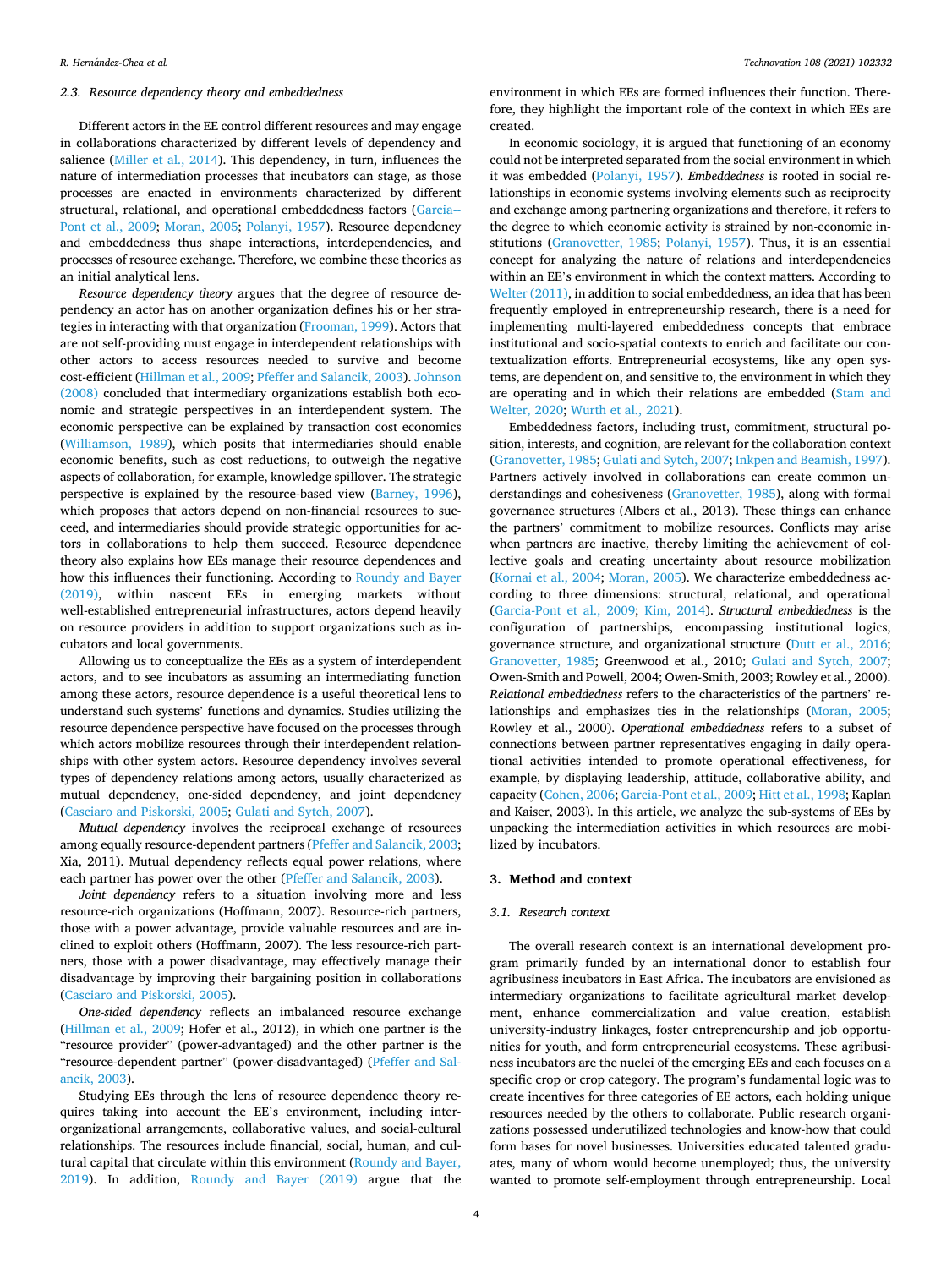### 2.3. Resource dependency theory and embeddedness

Different actors in the EE control different resources and may engage in collaborations characterized by different levels of dependency and salience (Miller et al., 2014). This dependency, in turn, influences the nature of intermediation processes that incubators can stage, as those processes are enacted in environments characterized by different structural, relational, and operational embeddedness factors (Garcia-Pont et al., 2009; Moran, 2005; Polanyi, 1957). Resource dependency and embeddedness thus shape interactions, interdependencies, and processes of resource exchange. Therefore, we combine these theories as an initial analytical lens.

*Resource dependency theory* argues that the degree of resource dependency an actor has on another organization defines his or her strategies in interacting with that organization (Frooman, 1999). Actors that are not self-providing must engage in interdependent relationships with other actors to access resources needed to survive and become cost-efficient (Hillman et al., 2009; Pfeffer and Salancik, 2003). Johnson (2008) concluded that intermediary organizations establish both economic and strategic perspectives in an interdependent system. The economic perspective can be explained by transaction cost economics (Williamson, 1989), which posits that intermediaries should enable economic benefits, such as cost reductions, to outweigh the negative aspects of collaboration, for example, knowledge spillover. The strategic perspective is explained by the resource-based view (Barney, 1996), which proposes that actors depend on non-financial resources to succeed, and intermediaries should provide strategic opportunities for actors in collaborations to help them succeed. Resource dependence theory also explains how EEs manage their resource dependences and how this influences their functioning. According to Roundy and Bayer (2019), within nascent EEs in emerging markets without well-established entrepreneurial infrastructures, actors depend heavily on resource providers in addition to support organizations such as incubators and local governments.

Allowing us to conceptualize the EEs as a system of interdependent actors, and to see incubators as assuming an intermediating function among these actors, resource dependence is a useful theoretical lens to understand such systems' functions and dynamics. Studies utilizing the resource dependence perspective have focused on the processes through which actors mobilize resources through their interdependent relationships with other system actors. Resource dependency involves several types of dependency relations among actors, usually characterized as mutual dependency, one-sided dependency, and joint dependency (Casciaro and Piskorski, 2005; Gulati and Sytch, 2007).

*Mutual dependency* involves the reciprocal exchange of resources among equally resource-dependent partners (Pfeffer and Salancik, 2003; Xia, 2011). Mutual dependency reflects equal power relations, where each partner has power over the other (Pfeffer and Salancik, 2003).

*Joint dependency* refers to a situation involving more and less resource-rich organizations (Hoffmann, 2007). Resource-rich partners, those with a power advantage, provide valuable resources and are inclined to exploit others (Hoffmann, 2007). The less resource-rich partners, those with a power disadvantage, may effectively manage their disadvantage by improving their bargaining position in collaborations (Casciaro and Piskorski, 2005).

*One-sided dependency* reflects an imbalanced resource exchange (Hillman et al., 2009; Hofer et al., 2012), in which one partner is the "resource provider" (power-advantaged) and the other partner is the "resource-dependent partner" (power-disadvantaged) (Pfeffer and Salancik, 2003).

Studying EEs through the lens of resource dependence theory requires taking into account the EE's environment, including inter-organizational arrangements, collaborative values, and social-cultural relationships. The resources include financial, social, human, and cultural capital that circulate within this environment (Roundy and Bayer, 2019). In addition, Roundy and Bayer (2019) argue that the environment in which EEs are formed influences their function. Therefore, they highlight the important role of the context in which EEs are created.

In economic sociology, it is argued that functioning of an economy could not be interpreted separated from the social environment in which it was embedded (Polanyi, 1957). *Embeddedness* is rooted in social relationships in economic systems involving elements such as reciprocity and exchange among partnering organizations and therefore, it refers to the degree to which economic activity is strained by non-economic institutions (Granovetter, 1985; Polanyi, 1957). Thus, it is an essential concept for analyzing the nature of relations and interdependencies within an EE's environment in which the context matters. According to Welter (2011), in addition to social embeddedness, an idea that has been frequently employed in entrepreneurship research, there is a need for implementing multi-layered embeddedness concepts that embrace institutional and socio-spatial contexts to enrich and facilitate our contextualization efforts. Entrepreneurial ecosystems, like any open systems, are dependent on, and sensitive to, the environment in which they are operating and in which their relations are embedded (Stam and Welter, 2020; Wurth et al., 2021).

Embeddedness factors, including trust, commitment, structural position, interests, and cognition, are relevant for the collaboration context (Granovetter, 1985; Gulati and Sytch, 2007; Inkpen and Beamish, 1997). Partners actively involved in collaborations can create common understandings and cohesiveness (Granovetter, 1985), along with formal governance structures (Albers et al., 2013). These things can enhance the partners' commitment to mobilize resources. Conflicts may arise when partners are inactive, thereby limiting the achievement of collective goals and creating uncertainty about resource mobilization (Kornai et al., 2004; Moran, 2005). We characterize embeddedness according to three dimensions: structural, relational, and operational (Garcia-Pont et al., 2009; Kim, 2014). *Structural embeddedness* is the configuration of partnerships, encompassing institutional logics, governance structure, and organizational structure (Dutt et al., 2016; Granovetter, 1985; Greenwood et al., 2010; Gulati and Sytch, 2007; Owen-Smith and Powell, 2004; Owen-Smith, 2003; Rowley et al., 2000). *Relational embeddedness* refers to the characteristics of the partners' relationships and emphasizes ties in the relationships (Moran, 2005; Rowley et al., 2000). *Operational embeddedness* refers to a subset of connections between partner representatives engaging in daily operational activities intended to promote operational effectiveness, for example, by displaying leadership, attitude, collaborative ability, and capacity (Cohen, 2006; Garcia-Pont et al., 2009; Hitt et al., 1998; Kaplan and Kaiser, 2003). In this article, we analyze the sub-systems of EEs by unpacking the intermediation activities in which resources are mobilized by incubators.

## 3. Method and context

### 3.1. Research context

The overall research context is an international development program primarily funded by an international donor to establish four agribusiness incubators in East Africa. The incubators are envisioned as intermediary organizations to facilitate agricultural market development, enhance commercialization and value creation, establish university-industry linkages, foster entrepreneurship and job opportunities for youth, and form entrepreneurial ecosystems. These agribusiness incubators are the nuclei of the emerging EEs and each focuses on a specific crop or crop category. The program's fundamental logic was to create incentives for three categories of EE actors, each holding unique resources needed by the others to collaborate. Public research organizations possessed underutilized technologies and know-how that could form bases for novel businesses. Universities educated talented graduates, many of whom would become unemployed; thus, the university wanted to promote self-employment through entrepreneurship. Local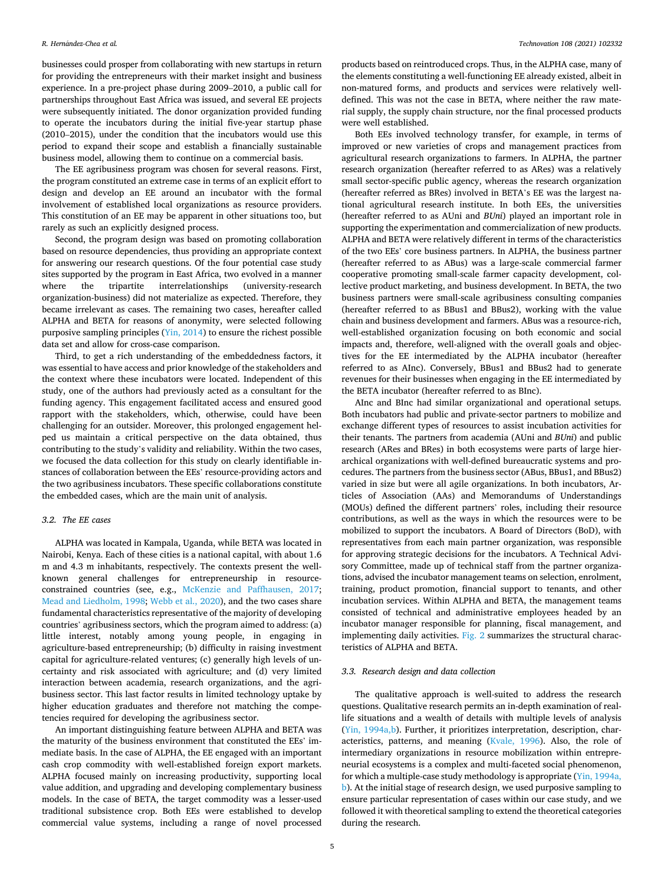businesses could prosper from collaborating with new startups in return for providing the entrepreneurs with their market insight and business experience. In a pre-project phase during 2009–2010, a public call for partnerships throughout East Africa was issued, and several EE projects were subsequently initiated. The donor organization provided funding to operate the incubators during the initial five-year startup phase (2010–2015), under the condition that the incubators would use this period to expand their scope and establish a financially sustainable business model, allowing them to continue on a commercial basis.

The EE agribusiness program was chosen for several reasons. First, the program constituted an extreme case in terms of an explicit effort to design and develop an EE around an incubator with the formal involvement of established local organizations as resource providers. This constitution of an EE may be apparent in other situations too, but rarely as such an explicitly designed process.

Second, the program design was based on promoting collaboration based on resource dependencies, thus providing an appropriate context for answering our research questions. Of the four potential case study sites supported by the program in East Africa, two evolved in a manner where the tripartite interrelationships (university-research organization-business) did not materialize as expected. Therefore, they became irrelevant as cases. The remaining two cases, hereafter called ALPHA and BETA for reasons of anonymity, were selected following purposive sampling principles (Yin, 2014) to ensure the richest possible data set and allow for cross-case comparison.

Third, to get a rich understanding of the embeddedness factors, it was essential to have access and prior knowledge of the stakeholders and the context where these incubators were located. Independent of this study, one of the authors had previously acted as a consultant for the funding agency. This engagement facilitated access and ensured good rapport with the stakeholders, which, otherwise, could have been challenging for an outsider. Moreover, this prolonged engagement helped us maintain a critical perspective on the data obtained, thus contributing to the study's validity and reliability. Within the two cases, we focused the data collection for this study on clearly identifiable instances of collaboration between the EEs' resource-providing actors and the two agribusiness incubators. These specific collaborations constitute the embedded cases, which are the main unit of analysis.

### 3.2. The EE cases

ALPHA was located in Kampala, Uganda, while BETA was located in Nairobi, Kenya. Each of these cities is a national capital, with about 1.6 m and 4.3 m inhabitants, respectively. The contexts present the well-known general challenges for entrepreneurship in resource-constrained countries (see, e.g., McKenzie and Paffhausen, 2017; Mead and Liedholm, 1998; Webb et al., 2020), and the two cases share fundamental characteristics representative of the majority of developing countries' agribusiness sectors, which the program aimed to address: (a) little interest, notably among young people, in engaging in agriculture-based entrepreneurship; (b) difficulty in raising investment capital for agriculture-related ventures; (c) generally high levels of uncertainty and risk associated with agriculture; and (d) very limited interaction between academia, research organizations, and the agribusiness sector. This last factor results in limited technology uptake by higher education graduates and therefore not matching the competencies required for developing the agribusiness sector.

An important distinguishing feature between ALPHA and BETA was the maturity of the business environment that constituted the EEs' immediate basis. In the case of ALPHA, the EE engaged with an important cash crop commodity with well-established foreign export markets. ALPHA focused mainly on increasing productivity, supporting local value addition, and upgrading and developing complementary business models. In the case of BETA, the target commodity was a lesser-used traditional subsistence crop. Both EEs were established to develop commercial value systems, including a range of novel processed products based on reintroduced crops. Thus, in the ALPHA case, many of the elements constituting a well-functioning EE already existed, albeit in non-matured forms, and products and services were relatively well-defined. This was not the case in BETA, where neither the raw material supply, the supply chain structure, nor the final processed products were well established.

Both EEs involved technology transfer, for example, in terms of improved or new varieties of crops and management practices from agricultural research organizations to farmers. In ALPHA, the partner research organization (hereafter referred to as ARes) was a relatively small sector-specific public agency, whereas the research organization (hereafter referred as BRes) involved in BETA's EE was the largest national agricultural research institute. In both EEs, the universities (hereafter referred to as AUni and *BUni*) played an important role in supporting the experimentation and commercialization of new products. ALPHA and BETA were relatively different in terms of the characteristics of the two EEs' core business partners. In ALPHA, the business partner (hereafter referred to as ABus) was a large-scale commercial farmer cooperative promoting small-scale farmer capacity development, collective product marketing, and business development. In BETA, the two business partners were small-scale agribusiness consulting companies (hereafter referred to as BBus1 and BBus2), working with the value chain and business development and farmers. ABus was a resource-rich, well-established organization focusing on both economic and social impacts and, therefore, well-aligned with the overall goals and objectives for the EE intermediated by the ALPHA incubator (hereafter referred to as AInc). Conversely, BBus1 and BBus2 had to generate revenues for their businesses when engaging in the EE intermediated by the BETA incubator (hereafter referred to as BInc).

AInc and BInc had similar organizational and operational setups. Both incubators had public and private-sector partners to mobilize and exchange different types of resources to assist incubation activities for their tenants. The partners from academia (AUni and *BUni*) and public research (ARes and BRes) in both ecosystems were parts of large hierarchical organizations with well-defined bureaucratic systems and procedures. The partners from the business sector (ABus, BBus1, and BBus2) varied in size but were all agile organizations. In both incubators, Articles of Association (AAs) and Memorandums of Understandings (MOUs) defined the different partners' roles, including their resource contributions, as well as the ways in which the resources were to be mobilized to support the incubators. A Board of Directors (BoD), with representatives from each main partner organization, was responsible for approving strategic decisions for the incubators. A Technical Advisory Committee, made up of technical staff from the partner organizations, advised the incubator management teams on selection, enrolment, training, product promotion, financial support to tenants, and other incubation services. Within ALPHA and BETA, the management teams consisted of technical and administrative employees headed by an incubator manager responsible for planning, fiscal management, and implementing daily activities. Fig. 2 summarizes the structural characteristics of ALPHA and BETA.

### 3.3. Research design and data collection

The qualitative approach is well-suited to address the research questions. Qualitative research permits an in-depth examination of real-life situations and a wealth of details with multiple levels of analysis (Yin, 1994a,b). Further, it prioritizes interpretation, description, characteristics, patterns, and meaning (Kvale, 1996). Also, the role of intermediary organizations in resource mobilization within entrepreneurial ecosystems is a complex and multi-faceted social phenomenon, for which a multiple-case study methodology is appropriate (Yin, 1994a, b). At the initial stage of research design, we used purposive sampling to ensure particular representation of cases within our case study, and we followed it with theoretical sampling to extend the theoretical categories during the research.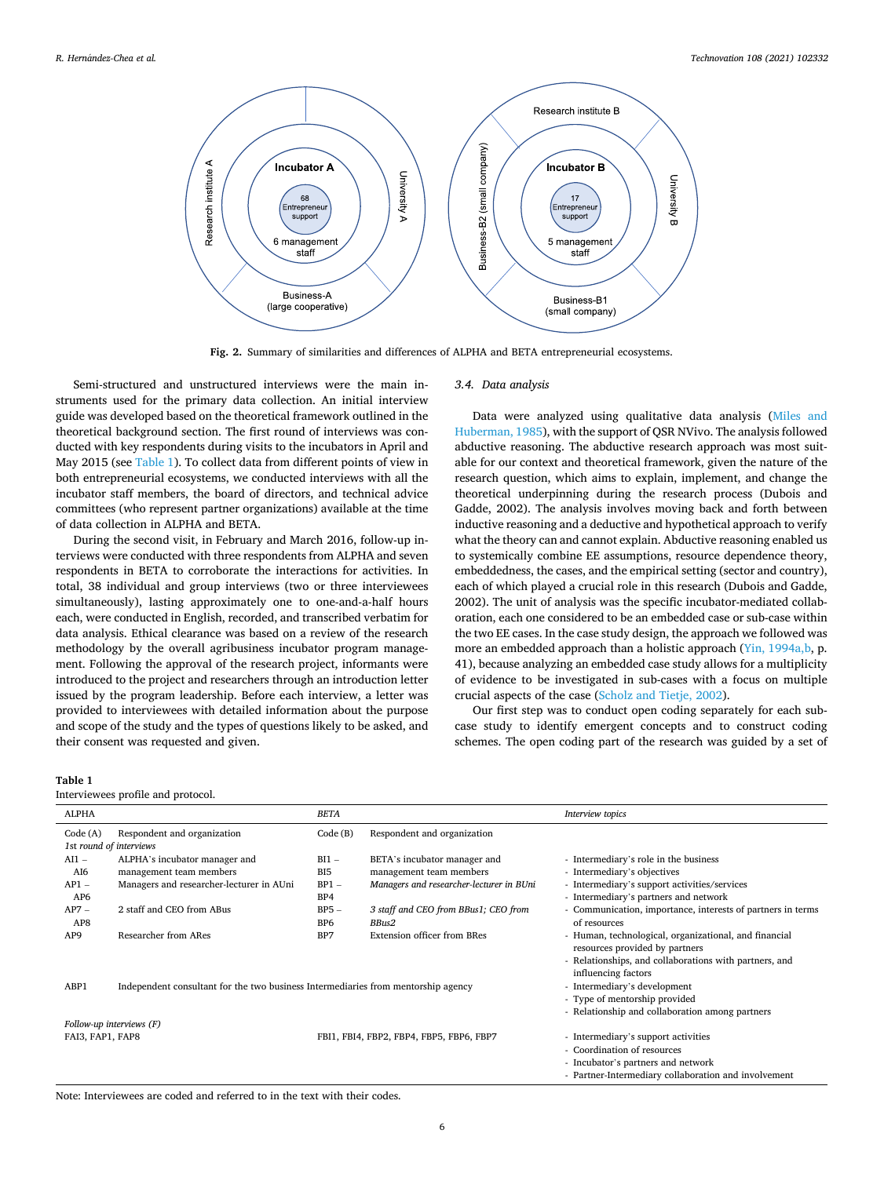Fig. 2. Summary of similarities and differences of ALPHA and BETA entrepreneurial ecosystems.

Semi-structured and unstructured interviews were the main instruments used for the primary data collection. An initial interview guide was developed based on the theoretical framework outlined in the theoretical background section. The first round of interviews was conducted with key respondents during visits to the incubators in April and May 2015 (see Table 1). To collect data from different points of view in both entrepreneurial ecosystems, we conducted interviews with all the incubator staff members, the board of directors, and technical advice committees (who represent partner organizations) available at the time of data collection in ALPHA and BETA.

During the second visit, in February and March 2016, follow-up interviews were conducted with three respondents from ALPHA and seven respondents in BETA to corroborate the interactions for activities. In total, 38 individual and group interviews (two or three interviewees simultaneously), lasting approximately one to one-and-a-half hours each, were conducted in English, recorded, and transcribed verbatim for data analysis. Ethical clearance was based on a review of the research methodology by the overall agribusiness incubator program management. Following the approval of the research project, informants were introduced to the project and researchers through an introduction letter issued by the program leadership. Before each interview, a letter was provided to interviewees with detailed information about the purpose and scope of the study and the types of questions likely to be asked, and their consent was requested and given.

### 3.4. Data analysis

Data were analyzed using qualitative data analysis (Miles and Huberman, 1985), with the support of QSR NVivo. The analysis followed abductive reasoning. The abductive research approach was most suitable for our context and theoretical framework, given the nature of the research question, which aims to explain, implement, and change the theoretical underpinning during the research process (Dubois and Gadde, 2002). The analysis involves moving back and forth between inductive reasoning and a deductive and hypothetical approach to verify what the theory can and cannot explain. Abductive reasoning enabled us to systemically combine EE assumptions, resource dependence theory, embeddedness, the cases, and the empirical setting (sector and country), each of which played a crucial role in this research (Dubois and Gadde, 2002). The unit of analysis was the specific incubator-mediated collaboration, each one considered to be an embedded case or sub-case within the two EE cases. In the case study design, the approach we followed was more an embedded approach than a holistic approach (Yin, 1994a,b, p. 41), because analyzing an embedded case study allows for a multiplicity of evidence to be investigated in sub-cases with a focus on multiple crucial aspects of the case (Scholz and Tietje, 2002).

Our first step was to conduct open coding separately for each sub-case study to identify emergent concepts and to construct coding schemes. The open coding part of the research was guided by a set of

**Table 1**
Interviewees profile and protocol.

| ALPHA | | *BETA* | | *Interview topics* |
|---|---|---|---|---|
| Code (A) | Respondent and organization | Code (B) | Respondent and organization | |
| *1st round of interviews* | | | | |
| AI1 – AI6 | ALPHA's incubator manager and management team members | BI1 – BI5 | BETA's incubator manager and management team members | - Intermediary's role in the business<br>- Intermediary's objectives |
| AP1 – AP6 | Managers and researcher-lecturer in AUni | BP1 – BP4 | *Managers and researcher-lecturer in BUni* | - Intermediary's support activities/services<br>- Intermediary's partners and network |
| AP7 – AP8 | 2 staff and CEO from ABus | BP5 – BP6 | *3 staff and CEO from BBus1; CEO from BBus2* | - Communication, importance, interests of partners in terms of resources |
| AP9 | Researcher from ARes | BP7 | Extension officer from BRes | - Human, technological, organizational, and financial resources provided by partners<br>- Relationships, and collaborations with partners, and influencing factors |
| ABP1 | Independent consultant for the two business Intermediaries from mentorship agency | | | - Intermediary's development<br>- Type of mentorship provided<br>- Relationship and collaboration among partners |
| *Follow-up interviews (F)* | | | | |
| FAI3, FAP1, FAP8 | | FBI1, FBI4, FBP2, FBP4, FBP5, FBP6, FBP7 | | - Intermediary's support activities<br>- Coordination of resources<br>- Incubator's partners and network<br>- Partner-Intermediary collaboration and involvement |

Note: Interviewees are coded and referred to in the text with their codes.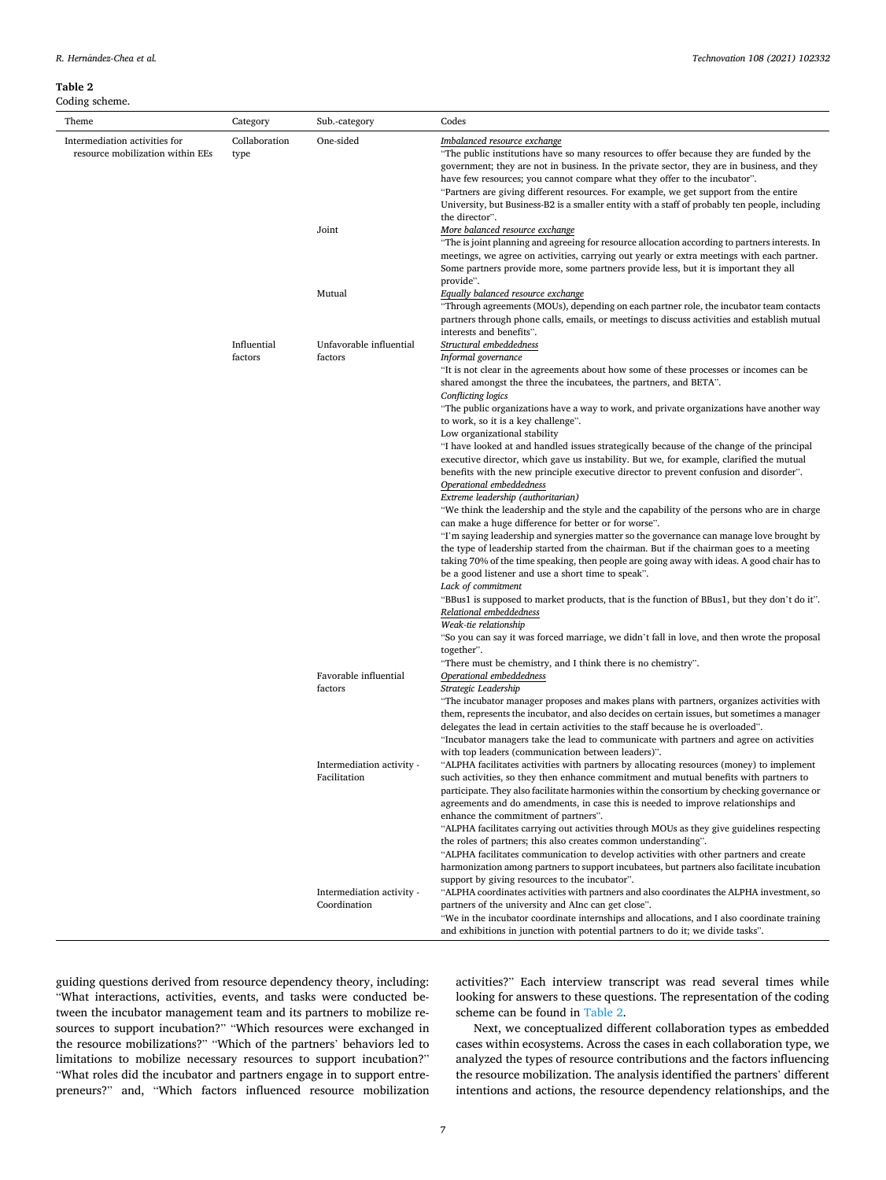**Table 2**
Coding scheme.

| Theme | Category | Sub.-category | Codes |
|---|---|---|---|
| Intermediation activities for resource mobilization within EEs | Collaboration type | One-sided | _Imbalanced resource exchange_<br>"The public institutions have so many resources to offer because they are funded by the government; they are not in business. In the private sector, they are in business, and they have few resources; you cannot compare what they offer to the incubator".<br>"Partners are giving different resources. For example, we get support from the entire University, but Business-B2 is a smaller entity with a staff of probably ten people, including the director". |
| | | Joint | _More balanced resource exchange_<br>"The is joint planning and agreeing for resource allocation according to partners interests. In meetings, we agree on activities, carrying out yearly or extra meetings with each partner. Some partners provide more, some partners provide less, but it is important they all provide". |
| | | Mutual | _Equally balanced resource exchange_<br>"Through agreements (MOUs), depending on each partner role, the incubator team contacts partners through phone calls, emails, or meetings to discuss activities and establish mutual interests and benefits". |
| | Influential factors | Unfavorable influential factors | _Structural embeddedness_<br>_Informal governance_<br>"It is not clear in the agreements about how some of these processes or incomes can be shared amongst the three the incubatees, the partners, and BETA".<br>_Conflicting logics_<br>"The public organizations have a way to work, and private organizations have another way to work, so it is a key challenge".<br>Low organizational stability<br>"I have looked at and handled issues strategically because of the change of the principal executive director, which gave us instability. But we, for example, clarified the mutual benefits with the new principle executive director to prevent confusion and disorder".<br>_Operational embeddedness_<br>_Extreme leadership (authoritarian)_<br>"We think the leadership and the style and the capability of the persons who are in charge can make a huge difference for better or for worse".<br>"I'm saying leadership and synergies matter so the governance can manage love brought by the type of leadership started from the chairman. But if the chairman goes to a meeting taking 70% of the time speaking, then people are going away with ideas. A good chair has to be a good listener and use a short time to speak".<br>_Lack of commitment_<br>"BBus1 is supposed to market products, that is the function of BBus1, but they don't do it".<br>_Relational embeddedness_<br>_Weak-tie relationship_<br>"So you can say it was forced marriage, we didn't fall in love, and then wrote the proposal together".<br>"There must be chemistry, and I think there is no chemistry". |
| | | Favorable influential factors | _Operational embeddedness_<br>_Strategic Leadership_<br>"The incubator manager proposes and makes plans with partners, organizes activities with them, represents the incubator, and also decides on certain issues, but sometimes a manager delegates the lead in certain activities to the staff because he is overloaded".<br>"Incubator managers take the lead to communicate with partners and agree on activities with top leaders (communication between leaders)". |
| | | Intermediation activity - Facilitation | "ALPHA facilitates activities with partners by allocating resources (money) to implement such activities, so they then enhance commitment and mutual benefits with partners to participate. They also facilitate harmonies within the consortium by checking governance or agreements and do amendments, in case this is needed to improve relationships and enhance the commitment of partners".<br>"ALPHA facilitates carrying out activities through MOUs as they give guidelines respecting the roles of partners; this also creates common understanding".<br>"ALPHA facilitates communication to develop activities with other partners and create harmonization among partners to support incubatees, but partners also facilitate incubation support by giving resources to the incubator". |
| | | Intermediation activity - Coordination | "ALPHA coordinates activities with partners and also coordinates the ALPHA investment, so partners of the university and AInc can get close".<br>"We in the incubator coordinate internships and allocations, and I also coordinate training and exhibitions in junction with potential partners to do it; we divide tasks". |

guiding questions derived from resource dependency theory, including: "What interactions, activities, events, and tasks were conducted between the incubator management team and its partners to mobilize resources to support incubation?" "Which resources were exchanged in the resource mobilizations?" "Which of the partners' behaviors led to limitations to mobilize necessary resources to support incubation?" "What roles did the incubator and partners engage in to support entrepreneurs?" and, "Which factors influenced resource mobilization activities?" Each interview transcript was read several times while looking for answers to these questions. The representation of the coding scheme can be found in Table 2.

Next, we conceptualized different collaboration types as embedded cases within ecosystems. Across the cases in each collaboration type, we analyzed the types of resource contributions and the factors influencing the resource mobilization. The analysis identified the partners' different intentions and actions, the resource dependency relationships, and the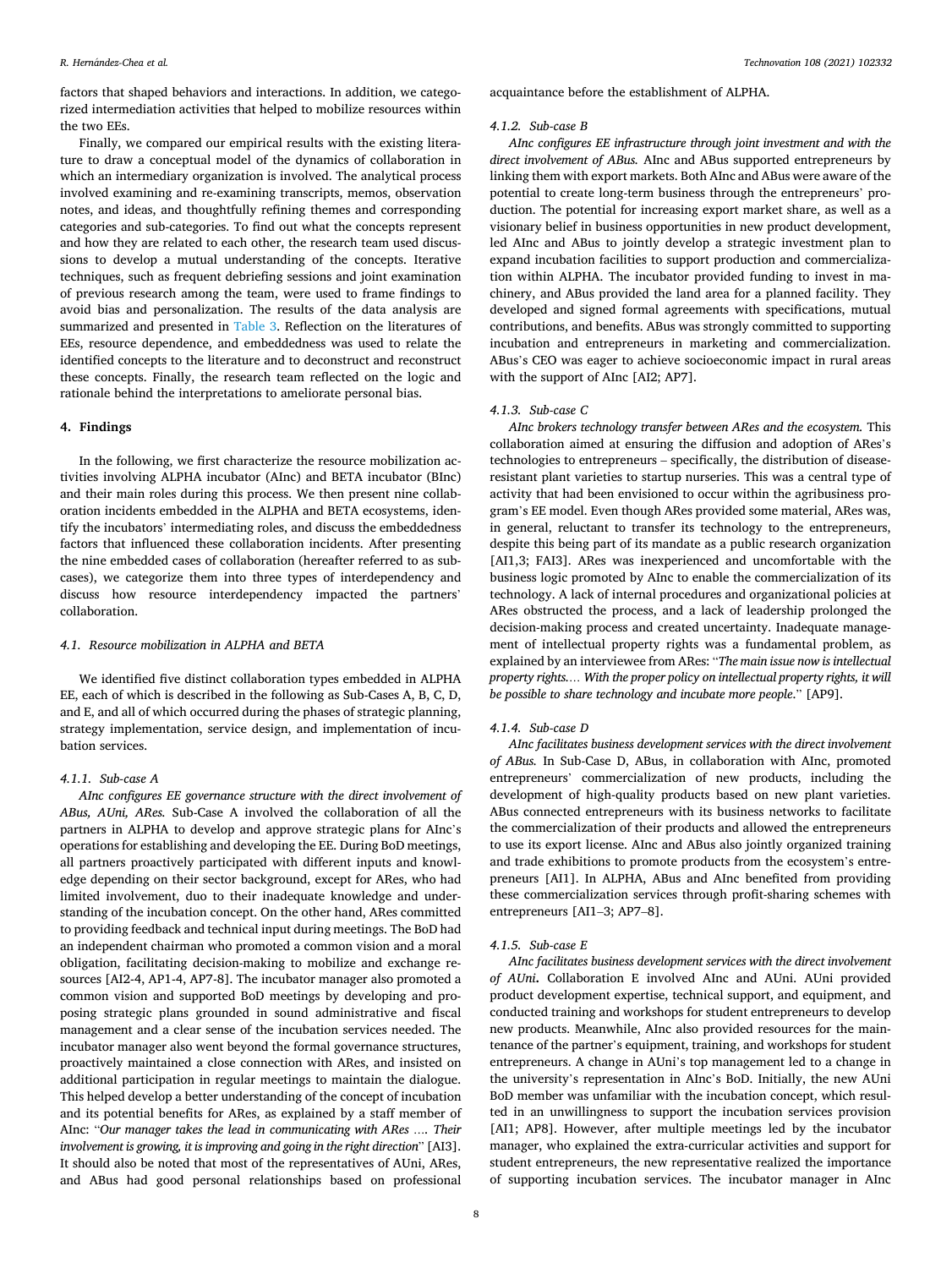factors that shaped behaviors and interactions. In addition, we categorized intermediation activities that helped to mobilize resources within the two EEs.

Finally, we compared our empirical results with the existing literature to draw a conceptual model of the dynamics of collaboration in which an intermediary organization is involved. The analytical process involved examining and re-examining transcripts, memos, observation notes, and ideas, and thoughtfully refining themes and corresponding categories and sub-categories. To find out what the concepts represent and how they are related to each other, the research team used discussions to develop a mutual understanding of the concepts. Iterative techniques, such as frequent debriefing sessions and joint examination of previous research among the team, were used to frame findings to avoid bias and personalization. The results of the data analysis are summarized and presented in Table 3. Reflection on the literatures of EEs, resource dependence, and embeddedness was used to relate the identified concepts to the literature and to deconstruct and reconstruct these concepts. Finally, the research team reflected on the logic and rationale behind the interpretations to ameliorate personal bias.

## 4. Findings

In the following, we first characterize the resource mobilization activities involving ALPHA incubator (AInc) and BETA incubator (BInc) and their main roles during this process. We then present nine collaboration incidents embedded in the ALPHA and BETA ecosystems, identify the incubators' intermediating roles, and discuss the embeddedness factors that influenced these collaboration incidents. After presenting the nine embedded cases of collaboration (hereafter referred to as sub-cases), we categorize them into three types of interdependency and discuss how resource interdependency impacted the partners' collaboration.

### 4.1. Resource mobilization in ALPHA and BETA

We identified five distinct collaboration types embedded in ALPHA EE, each of which is described in the following as Sub-Cases A, B, C, D, and E, and all of which occurred during the phases of strategic planning, strategy implementation, service design, and implementation of incubation services.

#### 4.1.1. Sub-case A

*AInc configures EE governance structure with the direct involvement of ABus, AUni, ARes.* Sub-Case A involved the collaboration of all the partners in ALPHA to develop and approve strategic plans for AInc's operations for establishing and developing the EE. During BoD meetings, all partners proactively participated with different inputs and knowledge depending on their sector background, except for ARes, who had limited involvement, duo to their inadequate knowledge and understanding of the incubation concept. On the other hand, ARes committed to providing feedback and technical input during meetings. The BoD had an independent chairman who promoted a common vision and a moral obligation, facilitating decision-making to mobilize and exchange resources [AI2-4, AP1-4, AP7-8]. The incubator manager also promoted a common vision and supported BoD meetings by developing and proposing strategic plans grounded in sound administrative and fiscal management and a clear sense of the incubation services needed. The incubator manager also went beyond the formal governance structures, proactively maintained a close connection with ARes, and insisted on additional participation in regular meetings to maintain the dialogue. This helped develop a better understanding of the concept of incubation and its potential benefits for ARes, as explained by a staff member of AInc: "*Our manager takes the lead in communicating with ARes …. Their involvement is growing, it is improving and going in the right direction*" [AI3]. It should also be noted that most of the representatives of AUni, ARes, and ABus had good personal relationships based on professional acquaintance before the establishment of ALPHA.

#### 4.1.2. Sub-case B

*AInc configures EE infrastructure through joint investment and with the direct involvement of ABus.* AInc and ABus supported entrepreneurs by linking them with export markets. Both AInc and ABus were aware of the potential to create long-term business through the entrepreneurs' production. The potential for increasing export market share, as well as a visionary belief in business opportunities in new product development, led AInc and ABus to jointly develop a strategic investment plan to expand incubation facilities to support production and commercialization within ALPHA. The incubator provided funding to invest in machinery, and ABus provided the land area for a planned facility. They developed and signed formal agreements with specifications, mutual contributions, and benefits. ABus was strongly committed to supporting incubation and entrepreneurs in marketing and commercialization. ABus's CEO was eager to achieve socioeconomic impact in rural areas with the support of AInc [AI2; AP7].

#### 4.1.3. Sub-case C

*AInc brokers technology transfer between ARes and the ecosystem.* This collaboration aimed at ensuring the diffusion and adoption of ARes's technologies to entrepreneurs – specifically, the distribution of disease-resistant plant varieties to startup nurseries. This was a central type of activity that had been envisioned to occur within the agribusiness program's EE model. Even though ARes provided some material, ARes was, in general, reluctant to transfer its technology to the entrepreneurs, despite this being part of its mandate as a public research organization [AI1,3; FAI3]. ARes was inexperienced and uncomfortable with the business logic promoted by AInc to enable the commercialization of its technology. A lack of internal procedures and organizational policies at ARes obstructed the process, and a lack of leadership prolonged the decision-making process and created uncertainty. Inadequate management of intellectual property rights was a fundamental problem, as explained by an interviewee from ARes: "*The main issue now is intellectual property rights.… With the proper policy on intellectual property rights, it will be possible to share technology and incubate more people*." [AP9].

#### 4.1.4. Sub-case D

*AInc facilitates business development services with the direct involvement of ABus.* In Sub-Case D, ABus, in collaboration with AInc, promoted entrepreneurs' commercialization of new products, including the development of high-quality products based on new plant varieties. ABus connected entrepreneurs with its business networks to facilitate the commercialization of their products and allowed the entrepreneurs to use its export license. AInc and ABus also jointly organized training and trade exhibitions to promote products from the ecosystem's entrepreneurs [AI1]. In ALPHA, ABus and AInc benefited from providing these commercialization services through profit-sharing schemes with entrepreneurs [AI1–3; AP7–8].

#### 4.1.5. Sub-case E

*AInc facilitates business development services with the direct involvement of AUni***.** Collaboration E involved AInc and AUni. AUni provided product development expertise, technical support, and equipment, and conducted training and workshops for student entrepreneurs to develop new products. Meanwhile, AInc also provided resources for the maintenance of the partner's equipment, training, and workshops for student entrepreneurs. A change in AUni's top management led to a change in the university's representation in AInc's BoD. Initially, the new AUni BoD member was unfamiliar with the incubation concept, which resulted in an unwillingness to support the incubation services provision [AI1; AP8]. However, after multiple meetings led by the incubator manager, who explained the extra-curricular activities and support for student entrepreneurs, the new representative realized the importance of supporting incubation services. The incubator manager in AInc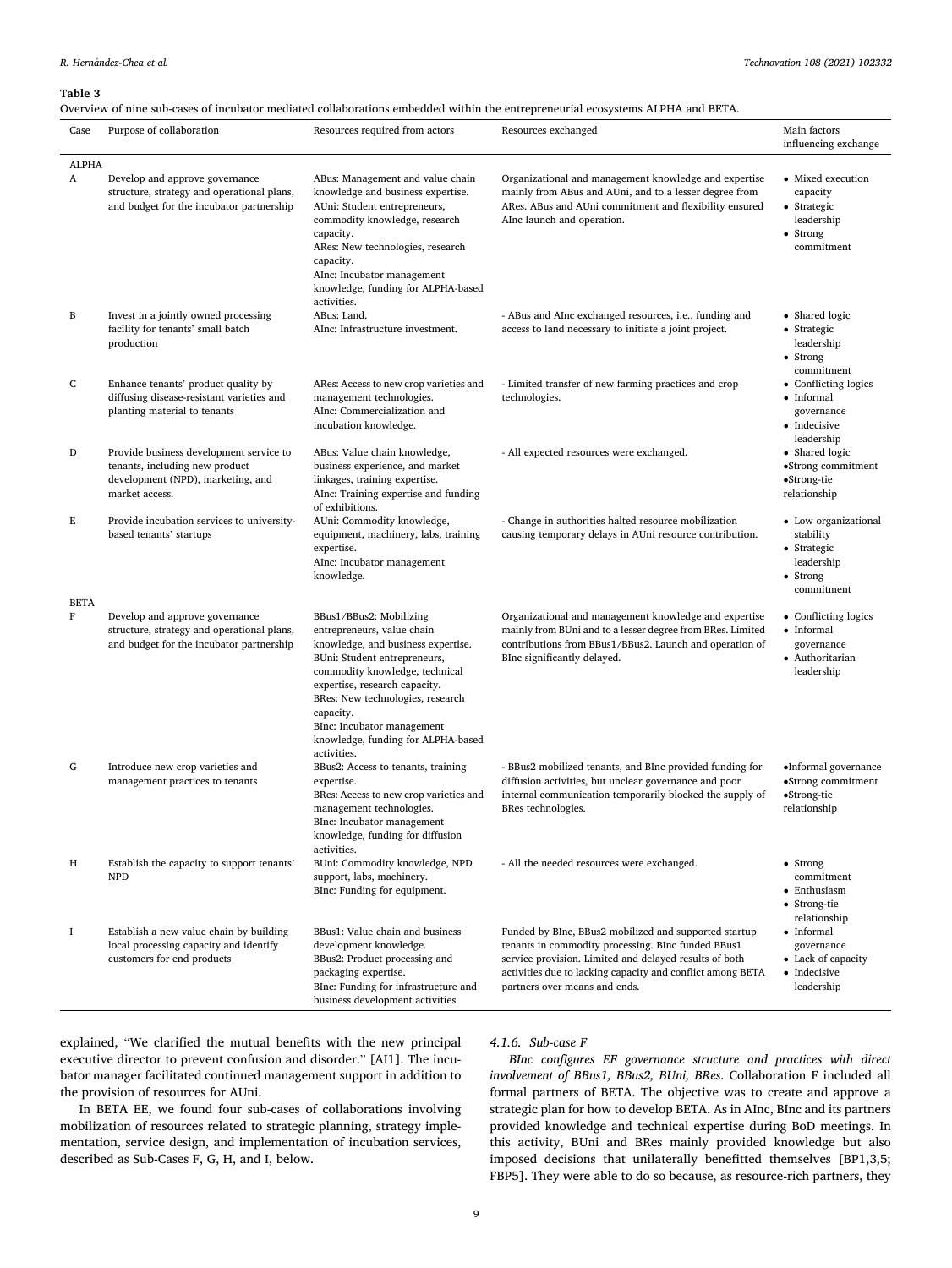**Table 3**

Overview of nine sub-cases of incubator mediated collaborations embedded within the entrepreneurial ecosystems ALPHA and BETA.

| Case | Purpose of collaboration | Resources required from actors | Resources exchanged | Main factors influencing exchange |
|---|---|---|---|---|
| ALPHA | | | | |
| A | Develop and approve governance structure, strategy and operational plans, and budget for the incubator partnership | ABus: Management and value chain knowledge and business expertise. AUni: Student entrepreneurs, commodity knowledge, research capacity. ARes: New technologies, research capacity. AInc: Incubator management knowledge, funding for ALPHA-based activities. | Organizational and management knowledge and expertise mainly from ABus and AUni, and to a lesser degree from ARes. ABus and AUni commitment and flexibility ensured AInc launch and operation. | • Mixed execution capacity • Strategic leadership • Strong commitment |
| B | Invest in a jointly owned processing facility for tenants' small batch production | ABus: Land. AInc: Infrastructure investment. | - ABus and AInc exchanged resources, i.e., funding and access to land necessary to initiate a joint project. | • Shared logic • Strategic leadership • Strong commitment |
| C | Enhance tenants' product quality by diffusing disease-resistant varieties and planting material to tenants | ARes: Access to new crop varieties and management technologies. AInc: Commercialization and incubation knowledge. | - Limited transfer of new farming practices and crop technologies. | • Conflicting logics • Informal governance • Indecisive leadership |
| D | Provide business development service to tenants, including new product development (NPD), marketing, and market access. | ABus: Value chain knowledge, business experience, and market linkages, training expertise. AInc: Training expertise and funding of exhibitions. | - All expected resources were exchanged. | • Shared logic •Strong commitment •Strong-tie relationship |
| E | Provide incubation services to university-based tenants' startups | AUni: Commodity knowledge, equipment, machinery, labs, training expertise. AInc: Incubator management knowledge. | - Change in authorities halted resource mobilization causing temporary delays in AUni resource contribution. | • Low organizational stability • Strategic leadership • Strong commitment |
| BETA | | | | |
| F | Develop and approve governance structure, strategy and operational plans, and budget for the incubator partnership | BBus1/BBus2: Mobilizing entrepreneurs, value chain knowledge, and business expertise. BUni: Student entrepreneurs, commodity knowledge, technical expertise, research capacity. BRes: New technologies, research capacity. BInc: Incubator management knowledge, funding for ALPHA-based activities. | Organizational and management knowledge and expertise mainly from BUni and to a lesser degree from BRes. Limited contributions from BBus1/BBus2. Launch and operation of BInc significantly delayed. | • Conflicting logics • Informal governance • Authoritarian leadership |
| G | Introduce new crop varieties and management practices to tenants | BBus2: Access to tenants, training expertise. BRes: Access to new crop varieties and management technologies. BInc: Incubator management knowledge, funding for diffusion activities. | - BBus2 mobilized tenants, and BInc provided funding for diffusion activities, but unclear governance and poor internal communication temporarily blocked the supply of BRes technologies. | •Informal governance •Strong commitment •Strong-tie relationship |
| H | Establish the capacity to support tenants' NPD | BUni: Commodity knowledge, NPD support, labs, machinery. BInc: Funding for equipment. | - All the needed resources were exchanged. | • Strong commitment • Enthusiasm • Strong-tie relationship |
| I | Establish a new value chain by building local processing capacity and identify customers for end products | BBus1: Value chain and business development knowledge. BBus2: Product processing and packaging expertise. BInc: Funding for infrastructure and business development activities. | Funded by BInc, BBus2 mobilized and supported startup tenants in commodity processing. BInc funded BBus1 service provision. Limited and delayed results of both activities due to lacking capacity and conflict among BETA partners over means and ends. | • Informal governance • Lack of capacity • Indecisive leadership |

explained, "We clarified the mutual benefits with the new principal executive director to prevent confusion and disorder." [AI1]. The incubator manager facilitated continued management support in addition to the provision of resources for AUni.

In BETA EE, we found four sub-cases of collaborations involving mobilization of resources related to strategic planning, strategy implementation, service design, and implementation of incubation services, described as Sub-Cases F, G, H, and I, below.

#### 4.1.6. Sub-case F

*BInc configures EE governance structure and practices with direct involvement of BBus1, BBus2, BUni, BRes.* Collaboration F included all formal partners of BETA. The objective was to create and approve a strategic plan for how to develop BETA. As in AInc, BInc and its partners provided knowledge and technical expertise during BoD meetings. In this activity, BUni and BRes mainly provided knowledge but also imposed decisions that unilaterally benefitted themselves [BP1,3,5; FBP5]. They were able to do so because, as resource-rich partners, they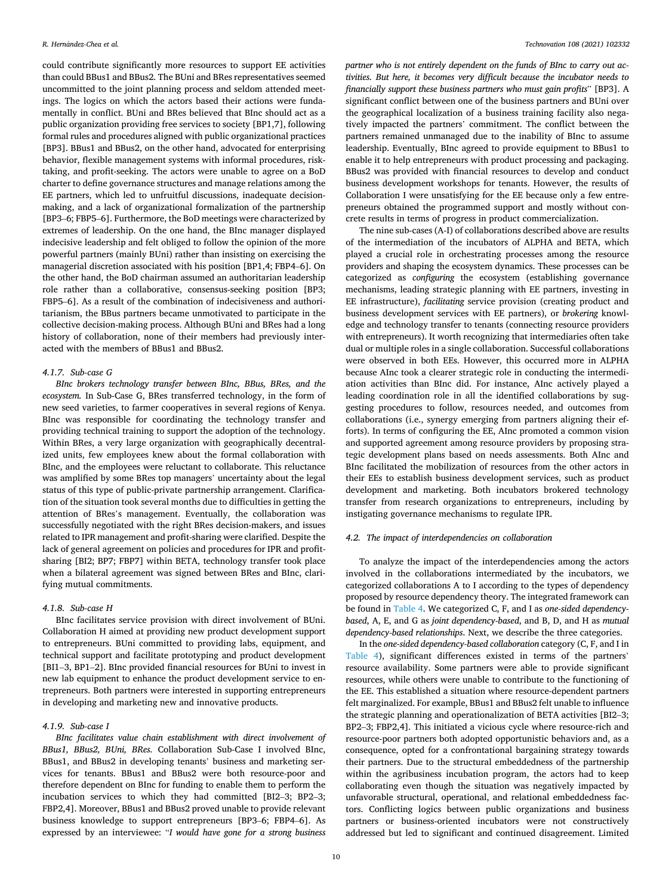could contribute significantly more resources to support EE activities than could BBus1 and BBus2. The BUni and BRes representatives seemed uncommitted to the joint planning process and seldom attended meetings. The logics on which the actors based their actions were fundamentally in conflict. BUni and BRes believed that BInc should act as a public organization providing free services to society [BP1,7], following formal rules and procedures aligned with public organizational practices [BP3]. BBus1 and BBus2, on the other hand, advocated for enterprising behavior, flexible management systems with informal procedures, risk-taking, and profit-seeking. The actors were unable to agree on a BoD charter to define governance structures and manage relations among the EE partners, which led to unfruitful discussions, inadequate decision-making, and a lack of organizational formalization of the partnership [BP3–6; FBP5–6]. Furthermore, the BoD meetings were characterized by extremes of leadership. On the one hand, the BInc manager displayed indecisive leadership and felt obliged to follow the opinion of the more powerful partners (mainly BUni) rather than insisting on exercising the managerial discretion associated with his position [BP1,4; FBP4–6]. On the other hand, the BoD chairman assumed an authoritarian leadership role rather than a collaborative, consensus-seeking position [BP3; FBP5–6]. As a result of the combination of indecisiveness and authoritarianism, the BBus partners became unmotivated to participate in the collective decision-making process. Although BUni and BRes had a long history of collaboration, none of their members had previously interacted with the members of BBus1 and BBus2.

#### 4.1.7. Sub-case G

*BInc brokers technology transfer between BInc, BBus, BRes, and the ecosystem.* In Sub-Case G, BRes transferred technology, in the form of new seed varieties, to farmer cooperatives in several regions of Kenya. BInc was responsible for coordinating the technology transfer and providing technical training to support the adoption of the technology. Within BRes, a very large organization with geographically decentralized units, few employees knew about the formal collaboration with BInc, and the employees were reluctant to collaborate. This reluctance was amplified by some BRes top managers' uncertainty about the legal status of this type of public-private partnership arrangement. Clarification of the situation took several months due to difficulties in getting the attention of BRes's management. Eventually, the collaboration was successfully negotiated with the right BRes decision-makers, and issues related to IPR management and profit-sharing were clarified. Despite the lack of general agreement on policies and procedures for IPR and profit-sharing [BI2; BP7; FBP7] within BETA, technology transfer took place when a bilateral agreement was signed between BRes and BInc, clarifying mutual commitments.

#### 4.1.8. Sub-case H

BInc facilitates service provision with direct involvement of BUni. Collaboration H aimed at providing new product development support to entrepreneurs. BUni committed to providing labs, equipment, and technical support and facilitate prototyping and product development [BI1–3, BP1–2]. BInc provided financial resources for BUni to invest in new lab equipment to enhance the product development service to entrepreneurs. Both partners were interested in supporting entrepreneurs in developing and marketing new and innovative products.

#### 4.1.9. Sub-case I

*BInc facilitates value chain establishment with direct involvement of BBus1, BBus2, BUni, BRes.* Collaboration Sub-Case I involved BInc, BBus1, and BBus2 in developing tenants' business and marketing services for tenants. BBus1 and BBus2 were both resource-poor and therefore dependent on BInc for funding to enable them to perform the incubation services to which they had committed [BI2–3; BP2–3; FBP2,4]. Moreover, BBus1 and BBus2 proved unable to provide relevant business knowledge to support entrepreneurs [BP3–6; FBP4–6]. As expressed by an interviewee: "*I would have gone for a strong business partner who is not entirely dependent on the funds of BInc to carry out activities. But here, it becomes very difficult because the incubator needs to financially support these business partners who must gain profits*" [BP3]. A significant conflict between one of the business partners and BUni over the geographical localization of a business training facility also negatively impacted the partners' commitment. The conflict between the partners remained unmanaged due to the inability of BInc to assume leadership. Eventually, BInc agreed to provide equipment to BBus1 to enable it to help entrepreneurs with product processing and packaging. BBus2 was provided with financial resources to develop and conduct business development workshops for tenants. However, the results of Collaboration I were unsatisfying for the EE because only a few entrepreneurs obtained the programmed support and mostly without concrete results in terms of progress in product commercialization.

The nine sub-cases (A-I) of collaborations described above are results of the intermediation of the incubators of ALPHA and BETA, which played a crucial role in orchestrating processes among the resource providers and shaping the ecosystem dynamics. These processes can be categorized as *configuring* the ecosystem (establishing governance mechanisms, leading strategic planning with EE partners, investing in EE infrastructure), *facilitating* service provision (creating product and business development services with EE partners), or *brokering* knowledge and technology transfer to tenants (connecting resource providers with entrepreneurs). It worth recognizing that intermediaries often take dual or multiple roles in a single collaboration. Successful collaborations were observed in both EEs. However, this occurred more in ALPHA because AInc took a clearer strategic role in conducting the intermediation activities than BInc did. For instance, AInc actively played a leading coordination role in all the identified collaborations by suggesting procedures to follow, resources needed, and outcomes from collaborations (i.e., synergy emerging from partners aligning their efforts). In terms of configuring the EE, AInc promoted a common vision and supported agreement among resource providers by proposing strategic development plans based on needs assessments. Both AInc and BInc facilitated the mobilization of resources from the other actors in their EEs to establish business development services, such as product development and marketing. Both incubators brokered technology transfer from research organizations to entrepreneurs, including by instigating governance mechanisms to regulate IPR.

### 4.2. The impact of interdependencies on collaboration

To analyze the impact of the interdependencies among the actors involved in the collaborations intermediated by the incubators, we categorized collaborations A to I according to the types of dependency proposed by resource dependency theory. The integrated framework can be found in Table 4. We categorized C, F, and I as *one-sided dependency-based*, A, E, and G as *joint dependency-based*, and B, D, and H as *mutual dependency-based relationships*. Next, we describe the three categories.

In the *one-sided dependency-based collaboration* category (C, F, and I in Table 4), significant differences existed in terms of the partners' resource availability. Some partners were able to provide significant resources, while others were unable to contribute to the functioning of the EE. This established a situation where resource-dependent partners felt marginalized. For example, BBus1 and BBus2 felt unable to influence the strategic planning and operationalization of BETA activities [BI2–3; BP2–3; FBP2,4]. This initiated a vicious cycle where resource-rich and resource-poor partners both adopted opportunistic behaviors and, as a consequence, opted for a confrontational bargaining strategy towards their partners. Due to the structural embeddedness of the partnership within the agribusiness incubation program, the actors had to keep collaborating even though the situation was negatively impacted by unfavorable structural, operational, and relational embeddedness factors. Conflicting logics between public organizations and business partners or business-oriented incubators were not constructively addressed but led to significant and continued disagreement. Limited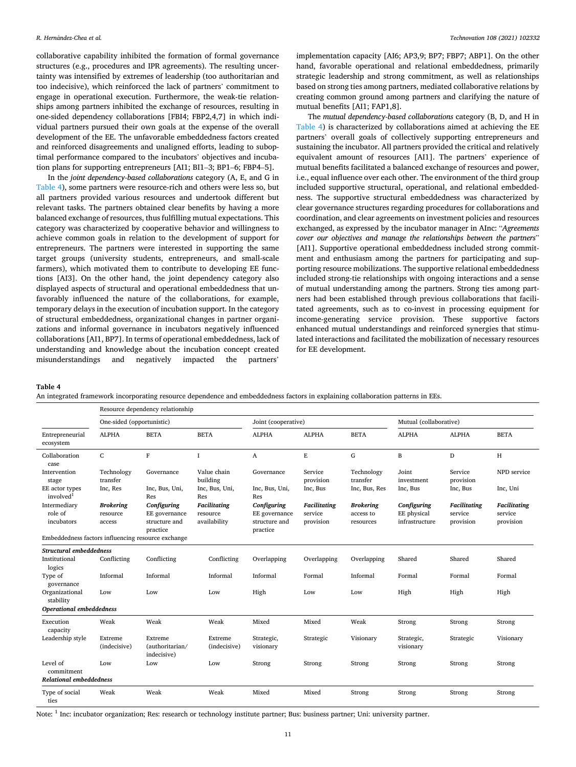collaborative capability inhibited the formation of formal governance structures (e.g., procedures and IPR agreements). The resulting uncertainty was intensified by extremes of leadership (too authoritarian and too indecisive), which reinforced the lack of partners' commitment to engage in operational execution. Furthermore, the weak-tie relationships among partners inhibited the exchange of resources, resulting in one-sided dependency collaborations [FBI4; FBP2,4,7] in which individual partners pursued their own goals at the expense of the overall development of the EE. The unfavorable embeddedness factors created and reinforced disagreements and unaligned efforts, leading to suboptimal performance compared to the incubators' objectives and incubation plans for supporting entrepreneurs [AI1; BI1–3; BP1–6; FBP4–5].

In the *joint dependency-based collaborations* category (A, E, and G in Table 4), some partners were resource-rich and others were less so, but all partners provided various resources and undertook different but relevant tasks. The partners obtained clear benefits by having a more balanced exchange of resources, thus fulfilling mutual expectations. This category was characterized by cooperative behavior and willingness to achieve common goals in relation to the development of support for entrepreneurs. The partners were interested in supporting the same target groups (university students, entrepreneurs, and small-scale farmers), which motivated them to contribute to developing EE functions [AI3]. On the other hand, the joint dependency category also displayed aspects of structural and operational embeddedness that unfavorably influenced the nature of the collaborations, for example, temporary delays in the execution of incubation support. In the category of structural embeddedness, organizational changes in partner organizations and informal governance in incubators negatively influenced collaborations [AI1, BP7]. In terms of operational embeddedness, lack of understanding and knowledge about the incubation concept created misunderstandings and negatively impacted the partners' implementation capacity [AI6; AP3,9; BP7; FBP7; ABP1]. On the other hand, favorable operational and relational embeddedness, primarily strategic leadership and strong commitment, as well as relationships based on strong ties among partners, mediated collaborative relations by creating common ground among partners and clarifying the nature of mutual benefits [AI1; FAP1,8].

The *mutual dependency-based collaborations* category (B, D, and H in Table 4) is characterized by collaborations aimed at achieving the EE partners' overall goals of collectively supporting entrepreneurs and sustaining the incubator. All partners provided the critical and relatively equivalent amount of resources [AI1]. The partners' experience of mutual benefits facilitated a balanced exchange of resources and power, i.e., equal influence over each other. The environment of the third group included supportive structural, operational, and relational embeddedness. The supportive structural embeddedness was characterized by clear governance structures regarding procedures for collaborations and coordination, and clear agreements on investment policies and resources exchanged, as expressed by the incubator manager in AInc: "*Agreements cover our objectives and manage the relationships between the partners*" [AI1]. Supportive operational embeddedness included strong commitment and enthusiasm among the partners for participating and supporting resource mobilizations. The supportive relational embeddedness included strong-tie relationships with ongoing interactions and a sense of mutual understanding among the partners. Strong ties among partners had been established through previous collaborations that facilitated agreements, such as to co-invest in processing equipment for income-generating service provision. These supportive factors enhanced mutual understandings and reinforced synergies that stimulated interactions and facilitated the mobilization of necessary resources for EE development.

**Table 4**
An integrated framework incorporating resource dependence and embeddedness factors in explaining collaboration patterns in EEs.

| | Resource dependency relationship | | | | | | | | |
|---|---|---|---|---|---|---|---|---|---|
| | One-sided (opportunistic) | | | Joint (cooperative) | | | Mutual (collaborative) | | |
| Entrepreneurial ecosystem | ALPHA | BETA | BETA | ALPHA | ALPHA | BETA | ALPHA | ALPHA | BETA |
| Collaboration case | C | F | I | A | E | G | B | D | H |
| Intervention stage | Technology transfer | Governance | Value chain building | Governance | Service provision | Technology transfer | Joint investment | Service provision | NPD service |
| EE actor types involved[1] | Inc, Res | Inc, Bus, Uni, Res | Inc, Bus, Uni, Res | Inc, Bus, Uni, Res | Inc, Bus | Inc, Bus, Res | Inc, Bus | Inc, Bus | Inc, Uni |
| Intermediary role of incubators | ***Brokering*** resource access | ***Configuring*** EE governance structure and practice | ***Facilitating*** resource availability | ***Configuring*** EE governance structure and practice | ***Facilitating*** service provision | ***Brokering*** access to resources | ***Configuring*** EE physical infrastructure | ***Facilitating*** service provision | ***Facilitating*** service provision |
| Embeddedness factors influencing resource exchange | | | | | | | | | |
| ***Structural embeddedness*** | | | | | | | | | |
| Institutional logics | Conflicting | Conflicting | Conflicting | Overlapping | Overlapping | Overlapping | Shared | Shared | Shared |
| Type of governance | Informal | Informal | Informal | Informal | Formal | Informal | Formal | Formal | Formal |
| Organizational stability | Low | Low | Low | High | Low | Low | High | High | High |
| ***Operational embeddedness*** | | | | | | | | | |
| Execution capacity | Weak | Weak | Weak | Mixed | Mixed | Weak | Strong | Strong | Strong |
| Leadership style | Extreme (indecisive) | Extreme (authoritarian/ indecisive) | Extreme (indecisive) | Strategic, visionary | Strategic | Visionary | Strategic, visionary | Strategic | Visionary |
| Level of commitment | Low | Low | Low | Strong | Strong | Strong | Strong | Strong | Strong |
| ***Relational embeddedness*** | | | | | | | | | |
| Type of social ties | Weak | Weak | Weak | Mixed | Mixed | Strong | Strong | Strong | Strong |

Note: [1] Inc: incubator organization; Res: research or technology institute partner; Bus: business partner; Uni: university partner.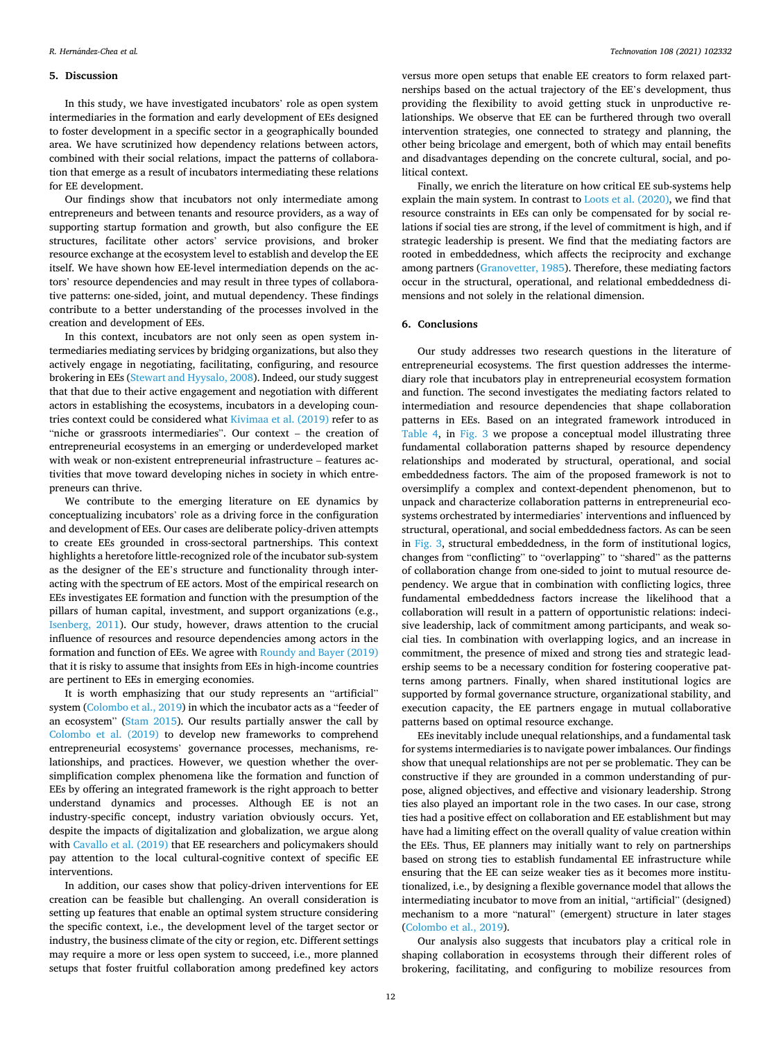## 5. Discussion

In this study, we have investigated incubators' role as open system intermediaries in the formation and early development of EEs designed to foster development in a specific sector in a geographically bounded area. We have scrutinized how dependency relations between actors, combined with their social relations, impact the patterns of collaboration that emerge as a result of incubators intermediating these relations for EE development.

Our findings show that incubators not only intermediate among entrepreneurs and between tenants and resource providers, as a way of supporting startup formation and growth, but also configure the EE structures, facilitate other actors' service provisions, and broker resource exchange at the ecosystem level to establish and develop the EE itself. We have shown how EE-level intermediation depends on the actors' resource dependencies and may result in three types of collaborative patterns: one-sided, joint, and mutual dependency. These findings contribute to a better understanding of the processes involved in the creation and development of EEs.

In this context, incubators are not only seen as open system intermediaries mediating services by bridging organizations, but also they actively engage in negotiating, facilitating, configuring, and resource brokering in EEs (Stewart and Hyysalo, 2008). Indeed, our study suggest that that due to their active engagement and negotiation with different actors in establishing the ecosystems, incubators in a developing countries context could be considered what Kivimaa et al. (2019) refer to as "niche or grassroots intermediaries". Our context – the creation of entrepreneurial ecosystems in an emerging or underdeveloped market with weak or non-existent entrepreneurial infrastructure – features activities that move toward developing niches in society in which entrepreneurs can thrive.

We contribute to the emerging literature on EE dynamics by conceptualizing incubators' role as a driving force in the configuration and development of EEs. Our cases are deliberate policy-driven attempts to create EEs grounded in cross-sectoral partnerships. This context highlights a heretofore little-recognized role of the incubator sub-system as the designer of the EE's structure and functionality through interacting with the spectrum of EE actors. Most of the empirical research on EEs investigates EE formation and function with the presumption of the pillars of human capital, investment, and support organizations (e.g., Isenberg, 2011). Our study, however, draws attention to the crucial influence of resources and resource dependencies among actors in the formation and function of EEs. We agree with Roundy and Bayer (2019) that it is risky to assume that insights from EEs in high-income countries are pertinent to EEs in emerging economies.

It is worth emphasizing that our study represents an "artificial" system (Colombo et al., 2019) in which the incubator acts as a "feeder of an ecosystem" (Stam 2015). Our results partially answer the call by Colombo et al. (2019) to develop new frameworks to comprehend entrepreneurial ecosystems' governance processes, mechanisms, relationships, and practices. However, we question whether the oversimplification complex phenomena like the formation and function of EEs by offering an integrated framework is the right approach to better understand dynamics and processes. Although EE is not an industry-specific concept, industry variation obviously occurs. Yet, despite the impacts of digitalization and globalization, we argue along with Cavallo et al. (2019) that EE researchers and policymakers should pay attention to the local cultural-cognitive context of specific EE interventions.

In addition, our cases show that policy-driven interventions for EE creation can be feasible but challenging. An overall consideration is setting up features that enable an optimal system structure considering the specific context, i.e., the development level of the target sector or industry, the business climate of the city or region, etc. Different settings may require a more or less open system to succeed, i.e., more planned setups that foster fruitful collaboration among predefined key actors versus more open setups that enable EE creators to form relaxed partnerships based on the actual trajectory of the EE's development, thus providing the flexibility to avoid getting stuck in unproductive relationships. We observe that EE can be furthered through two overall intervention strategies, one connected to strategy and planning, the other being bricolage and emergent, both of which may entail benefits and disadvantages depending on the concrete cultural, social, and political context.

Finally, we enrich the literature on how critical EE sub-systems help explain the main system. In contrast to Loots et al. (2020), we find that resource constraints in EEs can only be compensated for by social relations if social ties are strong, if the level of commitment is high, and if strategic leadership is present. We find that the mediating factors are rooted in embeddedness, which affects the reciprocity and exchange among partners (Granovetter, 1985). Therefore, these mediating factors occur in the structural, operational, and relational embeddedness dimensions and not solely in the relational dimension.

## 6. Conclusions

Our study addresses two research questions in the literature of entrepreneurial ecosystems. The first question addresses the intermediary role that incubators play in entrepreneurial ecosystem formation and function. The second investigates the mediating factors related to intermediation and resource dependencies that shape collaboration patterns in EEs. Based on an integrated framework introduced in Table 4, in Fig. 3 we propose a conceptual model illustrating three fundamental collaboration patterns shaped by resource dependency relationships and moderated by structural, operational, and social embeddedness factors. The aim of the proposed framework is not to oversimplify a complex and context-dependent phenomenon, but to unpack and characterize collaboration patterns in entrepreneurial ecosystems orchestrated by intermediaries' interventions and influenced by structural, operational, and social embeddedness factors. As can be seen in Fig. 3, structural embeddedness, in the form of institutional logics, changes from "conflicting" to "overlapping" to "shared" as the patterns of collaboration change from one-sided to joint to mutual resource dependency. We argue that in combination with conflicting logics, three fundamental embeddedness factors increase the likelihood that a collaboration will result in a pattern of opportunistic relations: indecisive leadership, lack of commitment among participants, and weak social ties. In combination with overlapping logics, and an increase in commitment, the presence of mixed and strong ties and strategic leadership seems to be a necessary condition for fostering cooperative patterns among partners. Finally, when shared institutional logics are supported by formal governance structure, organizational stability, and execution capacity, the EE partners engage in mutual collaborative patterns based on optimal resource exchange.

EEs inevitably include unequal relationships, and a fundamental task for systems intermediaries is to navigate power imbalances. Our findings show that unequal relationships are not per se problematic. They can be constructive if they are grounded in a common understanding of purpose, aligned objectives, and effective and visionary leadership. Strong ties also played an important role in the two cases. In our case, strong ties had a positive effect on collaboration and EE establishment but may have had a limiting effect on the overall quality of value creation within the EEs. Thus, EE planners may initially want to rely on partnerships based on strong ties to establish fundamental EE infrastructure while ensuring that the EE can seize weaker ties as it becomes more institutionalized, i.e., by designing a flexible governance model that allows the intermediating incubator to move from an initial, "artificial" (designed) mechanism to a more "natural" (emergent) structure in later stages (Colombo et al., 2019).

Our analysis also suggests that incubators play a critical role in shaping collaboration in ecosystems through their different roles of brokering, facilitating, and configuring to mobilize resources from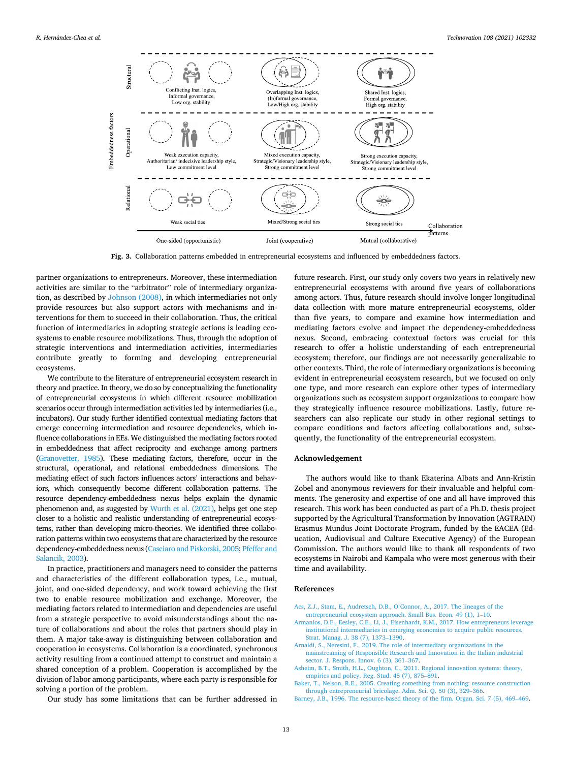Fig. 3. Collaboration patterns embedded in entrepreneurial ecosystems and influenced by embeddedness factors.

partner organizations to entrepreneurs. Moreover, these intermediation activities are similar to the "arbitrator" role of intermediary organization, as described by Johnson (2008), in which intermediaries not only provide resources but also support actors with mechanisms and interventions for them to succeed in their collaboration. Thus, the critical function of intermediaries in adopting strategic actions is leading ecosystems to enable resource mobilizations. Thus, through the adoption of strategic interventions and intermediation activities, intermediaries contribute greatly to forming and developing entrepreneurial ecosystems.

We contribute to the literature of entrepreneurial ecosystem research in theory and practice. In theory, we do so by conceptualizing the functionality of entrepreneurial ecosystems in which different resource mobilization scenarios occur through intermediation activities led by intermediaries (i.e., incubators). Our study further identified contextual mediating factors that emerge concerning intermediation and resource dependencies, which influence collaborations in EEs. We distinguished the mediating factors rooted in embeddedness that affect reciprocity and exchange among partners (Granovetter, 1985). These mediating factors, therefore, occur in the structural, operational, and relational embeddedness dimensions. The mediating effect of such factors influences actors' interactions and behaviors, which consequently become different collaboration patterns. The resource dependency-embeddedness nexus helps explain the dynamic phenomenon and, as suggested by Wurth et al. (2021), helps get one step closer to a holistic and realistic understanding of entrepreneurial ecosystems, rather than developing micro-theories. We identified three collaboration patterns within two ecosystems that are characterized by the resource dependency-embeddedness nexus (Casciaro and Piskorski, 2005; Pfeffer and Salancik, 2003).

In practice, practitioners and managers need to consider the patterns and characteristics of the different collaboration types, i.e., mutual, joint, and one-sided dependency, and work toward achieving the first two to enable resource mobilization and exchange. Moreover, the mediating factors related to intermediation and dependencies are useful from a strategic perspective to avoid misunderstandings about the nature of collaborations and about the roles that partners should play in them. A major take-away is distinguishing between collaboration and cooperation in ecosystems. Collaboration is a coordinated, synchronous activity resulting from a continued attempt to construct and maintain a shared conception of a problem. Cooperation is accomplished by the division of labor among participants, where each party is responsible for solving a portion of the problem.

Our study has some limitations that can be further addressed in future research. First, our study only covers two years in relatively new entrepreneurial ecosystems with around five years of collaborations among actors. Thus, future research should involve longer longitudinal data collection with more mature entrepreneurial ecosystems, older than five years, to compare and examine how intermediation and mediating factors evolve and impact the dependency-embeddedness nexus. Second, embracing contextual factors was crucial for this research to offer a holistic understanding of each entrepreneurial ecosystem; therefore, our findings are not necessarily generalizable to other contexts. Third, the role of intermediary organizations is becoming evident in entrepreneurial ecosystem research, but we focused on only one type, and more research can explore other types of intermediary organizations such as ecosystem support organizations to compare how they strategically influence resource mobilizations. Lastly, future researchers can also replicate our study in other regional settings to compare conditions and factors affecting collaborations and, subsequently, the functionality of the entrepreneurial ecosystem.

## Acknowledgement

The authors would like to thank Ekaterina Albats and Ann-Kristin Zobel and anonymous reviewers for their invaluable and helpful comments. The generosity and expertise of one and all have improved this research. This work has been conducted as part of a Ph.D. thesis project supported by the Agricultural Transformation by Innovation (AGTRAIN) Erasmus Mundus Joint Doctorate Program, funded by the EACEA (Education, Audiovisual and Culture Executive Agency) of the European Commission. The authors would like to thank all respondents of two ecosystems in Nairobi and Kampala who were most generous with their time and availability.

## References

Acs, Z.J., Stam, E., Audretsch, D.B., O'Connor, A., 2017. The lineages of the entrepreneurial ecosystem approach. Small Bus. Econ. 49 (1), 1–10.

Armanios, D.E., Eesley, C.E., Li, J., Eisenhardt, K.M., 2017. How entrepreneurs leverage institutional intermediaries in emerging economies to acquire public resources. Strat. Manag. J. 38 (7), 1373–1390.

Arnaldi, S., Neresini, F., 2019. The role of intermediary organizations in the mainstreaming of Responsible Research and Innovation in the Italian industrial sector. J. Respons. Innov. 6 (3), 361–367.

Asheim, B.T., Smith, H.L., Oughton, C., 2011. Regional innovation systems: theory, empirics and policy. Reg. Stud. 45 (7), 875–891.

Baker, T., Nelson, R.E., 2005. Creating something from nothing: resource construction through entrepreneurial bricolage. Adm. Sci. Q. 50 (3), 329–366.

Barney, J.B., 1996. The resource-based theory of the firm. Organ. Sci. 7 (5), 469–469.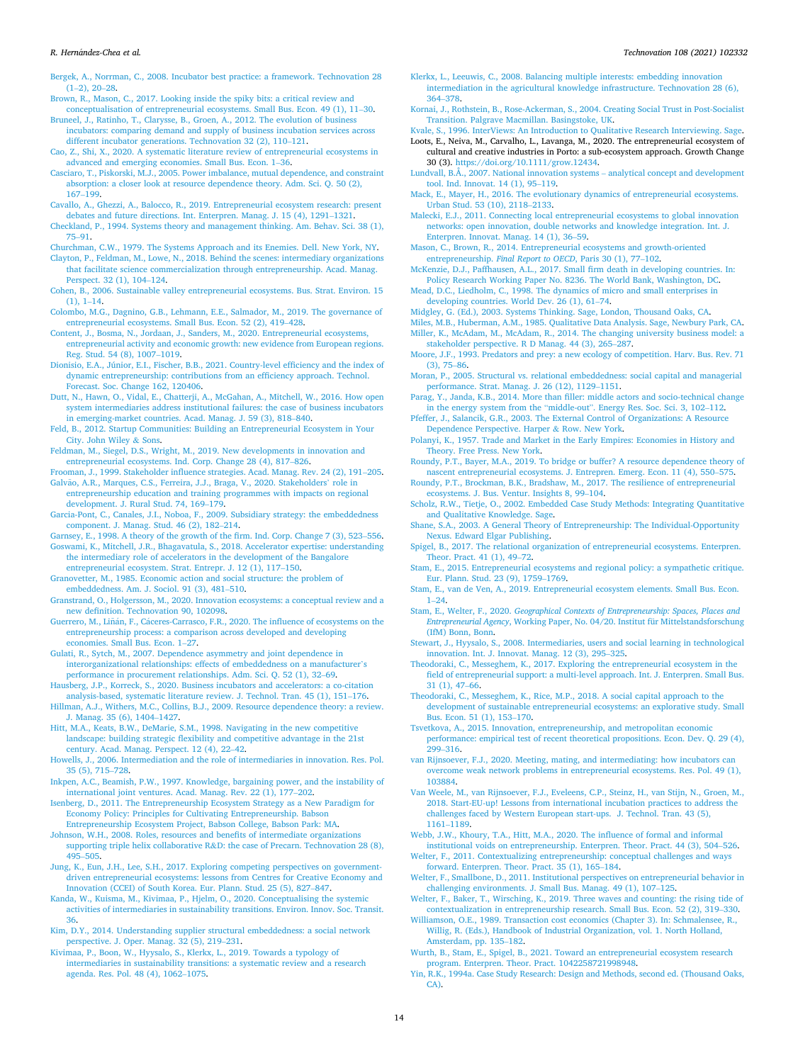Bergek, A., Norrman, C., 2008. Incubator best practice: a framework. Technovation 28 (1–2), 20–28.

Brown, R., Mason, C., 2017. Looking inside the spiky bits: a critical review and conceptualisation of entrepreneurial ecosystems. Small Bus. Econ. 49 (1), 11–30.

Bruneel, J., Ratinho, T., Clarysse, B., Groen, A., 2012. The evolution of business incubators: comparing demand and supply of business incubation services across different incubator generations. Technovation 32 (2), 110–121.

Cao, Z., Shi, X., 2020. A systematic literature review of entrepreneurial ecosystems in advanced and emerging economies. Small Bus. Econ. 1–36.

Casciaro, T., Piskorski, M.J., 2005. Power imbalance, mutual dependence, and constraint absorption: a closer look at resource dependence theory. Adm. Sci. Q. 50 (2), 167–199.

Cavallo, A., Ghezzi, A., Balocco, R., 2019. Entrepreneurial ecosystem research: present debates and future directions. Int. Enterpren. Manag. J. 15 (4), 1291–1321.

Checkland, P., 1994. Systems theory and management thinking. Am. Behav. Sci. 38 (1), 75–91.

Churchman, C.W., 1979. The Systems Approach and its Enemies. Dell. New York, NY.

Clayton, P., Feldman, M., Lowe, N., 2018. Behind the scenes: intermediary organizations that facilitate science commercialization through entrepreneurship. Acad. Manag. Perspect. 32 (1), 104–124.

Cohen, B., 2006. Sustainable valley entrepreneurial ecosystems. Bus. Strat. Environ. 15 (1), 1–14.

Colombo, M.G., Dagnino, G.B., Lehmann, E.E., Salmador, M., 2019. The governance of entrepreneurial ecosystems. Small Bus. Econ. 52 (2), 419–428.

Content, J., Bosma, N., Jordaan, J., Sanders, M., 2020. Entrepreneurial ecosystems, entrepreneurial activity and economic growth: new evidence from European regions. Reg. Stud. 54 (8), 1007–1019.

Dionisio, E.A., Júnior, E.I., Fischer, B.B., 2021. Country-level efficiency and the index of dynamic entrepreneurship: contributions from an efficiency approach. Technol. Forecast. Soc. Change 162, 120406.

Dutt, N., Hawn, O., Vidal, E., Chatterji, A., McGahan, A., Mitchell, W., 2016. How open system intermediaries address institutional failures: the case of business incubators in emerging-market countries. Acad. Manag. J. 59 (3), 818–840.

Feld, B., 2012. Startup Communities: Building an Entrepreneurial Ecosystem in Your City. John Wiley & Sons.

Feldman, M., Siegel, D.S., Wright, M., 2019. New developments in innovation and entrepreneurial ecosystems. Ind. Corp. Change 28 (4), 817–826.

Frooman, J., 1999. Stakeholder influence strategies. Acad. Manag. Rev. 24 (2), 191–205.

Galvão, A.R., Marques, C.S., Ferreira, J.J., Braga, V., 2020. Stakeholders' role in entrepreneurship education and training programmes with impacts on regional development. J. Rural Stud. 74, 169–179.

Garcia-Pont, C., Canales, J.I., Noboa, F., 2009. Subsidiary strategy: the embeddedness component. J. Manag. Stud. 46 (2), 182–214.

Garnsey, E., 1998. A theory of the growth of the firm. Ind. Corp. Change 7 (3), 523–556.

Goswami, K., Mitchell, J.R., Bhagavatula, S., 2018. Accelerator expertise: understanding the intermediary role of accelerators in the development of the Bangalore entrepreneurial ecosystem. Strat. Entrepr. J. 12 (1), 117–150.

Granovetter, M., 1985. Economic action and social structure: the problem of embeddedness. Am. J. Sociol. 91 (3), 481–510.

Granstrand, O., Holgersson, M., 2020. Innovation ecosystems: a conceptual review and a new definition. Technovation 90, 102098.

Guerrero, M., Liñán, F., Cáceres-Carrasco, F.R., 2020. The influence of ecosystems on the entrepreneurship process: a comparison across developed and developing economies. Small Bus. Econ. 1–27.

Gulati, R., Sytch, M., 2007. Dependence asymmetry and joint dependence in interorganizational relationships: effects of embeddedness on a manufacturer's performance in procurement relationships. Adm. Sci. Q. 52 (1), 32–69.

Hausberg, J.P., Korreck, S., 2020. Business incubators and accelerators: a co-citation analysis-based, systematic literature review. J. Technol. Tran. 45 (1), 151–176.

Hillman, A.J., Withers, M.C., Collins, B.J., 2009. Resource dependence theory: a review. J. Manag. 35 (6), 1404–1427.

Hitt, M.A., Keats, B.W., DeMarie, S.M., 1998. Navigating in the new competitive landscape: building strategic flexibility and competitive advantage in the 21st century. Acad. Manag. Perspect. 12 (4), 22–42.

Howells, J., 2006. Intermediation and the role of intermediaries in innovation. Res. Pol. 35 (5), 715–728.

Inkpen, A.C., Beamish, P.W., 1997. Knowledge, bargaining power, and the instability of international joint ventures. Acad. Manag. Rev. 22 (1), 177–202.

Isenberg, D., 2011. The Entrepreneurship Ecosystem Strategy as a New Paradigm for Economy Policy: Principles for Cultivating Entrepreneurship. Babson Entrepreneurship Ecosystem Project, Babson College, Babson Park: MA.

Johnson, W.H., 2008. Roles, resources and benefits of intermediate organizations supporting triple helix collaborative R&D: the case of Precarn. Technovation 28 (8), 495–505.

Jung, K., Eun, J.H., Lee, S.H., 2017. Exploring competing perspectives on government-driven entrepreneurial ecosystems: lessons from Centres for Creative Economy and Innovation (CCEI) of South Korea. Eur. Plann. Stud. 25 (5), 827–847.

Kanda, W., Kuisma, M., Kivimaa, P., Hjelm, O., 2020. Conceptualising the systemic activities of intermediaries in sustainability transitions. Environ. Innov. Soc. Transit. 36.

Kim, D.Y., 2014. Understanding supplier structural embeddedness: a social network perspective. J. Oper. Manag. 32 (5), 219–231.

Kivimaa, P., Boon, W., Hyysalo, S., Klerkx, L., 2019. Towards a typology of intermediaries in sustainability transitions: a systematic review and a research agenda. Res. Pol. 48 (4), 1062–1075.

Klerkx, L., Leeuwis, C., 2008. Balancing multiple interests: embedding innovation intermediation in the agricultural knowledge infrastructure. Technovation 28 (6), 364–378.

Kornai, J., Rothstein, B., Rose-Ackerman, S., 2004. Creating Social Trust in Post-Socialist Transition. Palgrave Macmillan. Basingstoke, UK.

Kvale, S., 1996. InterViews: An Introduction to Qualitative Research Interviewing. Sage.

Loots, E., Neiva, M., Carvalho, L., Lavanga, M., 2020. The entrepreneurial ecosystem of cultural and creative industries in Porto: a sub-ecosystem approach. Growth Change 30 (3). https://doi.org/10.1111/grow.12434.

Lundvall, B.Å., 2007. National innovation systems – analytical concept and development tool. Ind. Innovat. 14 (1), 95–119.

Mack, E., Mayer, H., 2016. The evolutionary dynamics of entrepreneurial ecosystems. Urban Stud. 53 (10), 2118–2133.

Malecki, E.J., 2011. Connecting local entrepreneurial ecosystems to global innovation networks: open innovation, double networks and knowledge integration. Int. J. Enterpren. Innovat. Manag. 14 (1), 36–59.

Mason, C., Brown, R., 2014. Entrepreneurial ecosystems and growth-oriented entrepreneurship. *Final Report to OECD*, Paris 30 (1), 77–102.

McKenzie, D.J., Paffhausen, A.L., 2017. Small firm death in developing countries. In: Policy Research Working Paper No. 8236. The World Bank, Washington, DC.

Mead, D.C., Liedholm, C., 1998. The dynamics of micro and small enterprises in developing countries. World Dev. 26 (1), 61–74.

Midgley, G. (Ed.), 2003. Systems Thinking. Sage, London, Thousand Oaks, CA.

Miles, M.B., Huberman, A.M., 1985. Qualitative Data Analysis. Sage, Newbury Park, CA.

Miller, K., McAdam, M., McAdam, R., 2014. The changing university business model: a stakeholder perspective. R D Manag. 44 (3), 265–287.

Moore, J.F., 1993. Predators and prey: a new ecology of competition. Harv. Bus. Rev. 71 (3), 75–86.

Moran, P., 2005. Structural vs. relational embeddedness: social capital and managerial performance. Strat. Manag. J. 26 (12), 1129–1151.

Parag, Y., Janda, K.B., 2014. More than filler: middle actors and socio-technical change in the energy system from the "middle-out". Energy Res. Soc. Sci. 3, 102–112.

Pfeffer, J., Salancik, G.R., 2003. The External Control of Organizations: A Resource Dependence Perspective. Harper & Row. New York.

Polanyi, K., 1957. Trade and Market in the Early Empires: Economies in History and Theory. Free Press. New York.

Roundy, P.T., Bayer, M.A., 2019. To bridge or buffer? A resource dependence theory of nascent entrepreneurial ecosystems. J. Entrepren. Emerg. Econ. 11 (4), 550–575.

Roundy, P.T., Brockman, B.K., Bradshaw, M., 2017. The resilience of entrepreneurial ecosystems. J. Bus. Ventur. Insights 8, 99–104.

Scholz, R.W., Tietje, O., 2002. Embedded Case Study Methods: Integrating Quantitative and Qualitative Knowledge. Sage.

Shane, S.A., 2003. A General Theory of Entrepreneurship: The Individual-Opportunity Nexus. Edward Elgar Publishing.

Spigel, B., 2017. The relational organization of entrepreneurial ecosystems. Enterpren. Theor. Pract. 41 (1), 49–72.

Stam, E., 2015. Entrepreneurial ecosystems and regional policy: a sympathetic critique. Eur. Plann. Stud. 23 (9), 1759–1769.

Stam, E., van de Ven, A., 2019. Entrepreneurial ecosystem elements. Small Bus. Econ. 1–24.

Stam, E., Welter, F., 2020. *Geographical Contexts of Entrepreneurship: Spaces, Places and Entrepreneurial Agency*, Working Paper, No. 04/20. Institut für Mittelstandsforschung (IfM) Bonn, Bonn.

Stewart, J., Hyysalo, S., 2008. Intermediaries, users and social learning in technological innovation. Int. J. Innovat. Manag. 12 (3), 295–325.

Theodoraki, C., Messeghem, K., 2017. Exploring the entrepreneurial ecosystem in the field of entrepreneurial support: a multi-level approach. Int. J. Enterpren. Small Bus. 31 (1), 47–66.

Theodoraki, C., Messeghem, K., Rice, M.P., 2018. A social capital approach to the development of sustainable entrepreneurial ecosystems: an explorative study. Small Bus. Econ. 51 (1), 153–170.

Tsvetkova, A., 2015. Innovation, entrepreneurship, and metropolitan economic performance: empirical test of recent theoretical propositions. Econ. Dev. Q. 29 (4), 299–316.

van Rijnsoever, F.J., 2020. Meeting, mating, and intermediating: how incubators can overcome weak network problems in entrepreneurial ecosystems. Res. Pol. 49 (1), 103884.

Van Weele, M., van Rijnsoever, F.J., Eveleens, C.P., Steinz, H., van Stijn, N., Groen, M., 2018. Start-EU-up! Lessons from international incubation practices to address the challenges faced by Western European start-ups. J. Technol. Tran. 43 (5), 1161–1189.

Webb, J.W., Khoury, T.A., Hitt, M.A., 2020. The influence of formal and informal institutional voids on entrepreneurship. Enterpren. Theor. Pract. 44 (3), 504–526.

Welter, F., 2011. Contextualizing entrepreneurship: conceptual challenges and ways forward. Enterpren. Theor. Pract. 35 (1), 165–184.

Welter, F., Smallbone, D., 2011. Institutional perspectives on entrepreneurial behavior in challenging environments. J. Small Bus. Manag. 49 (1), 107–125.

Welter, F., Baker, T., Wirsching, K., 2019. Three waves and counting: the rising tide of contextualization in entrepreneurship research. Small Bus. Econ. 52 (2), 319–330.

Williamson, O.E., 1989. Transaction cost economics (Chapter 3). In: Schmalensee, R., Willig, R. (Eds.), Handbook of Industrial Organization, vol. 1. North Holland, Amsterdam, pp. 135–182.

Wurth, B., Stam, E., Spigel, B., 2021. Toward an entrepreneurial ecosystem research program. Enterpren. Theor. Pract. 1042258721998948.

Yin, R.K., 1994a. Case Study Research: Design and Methods, second ed. (Thousand Oaks, CA).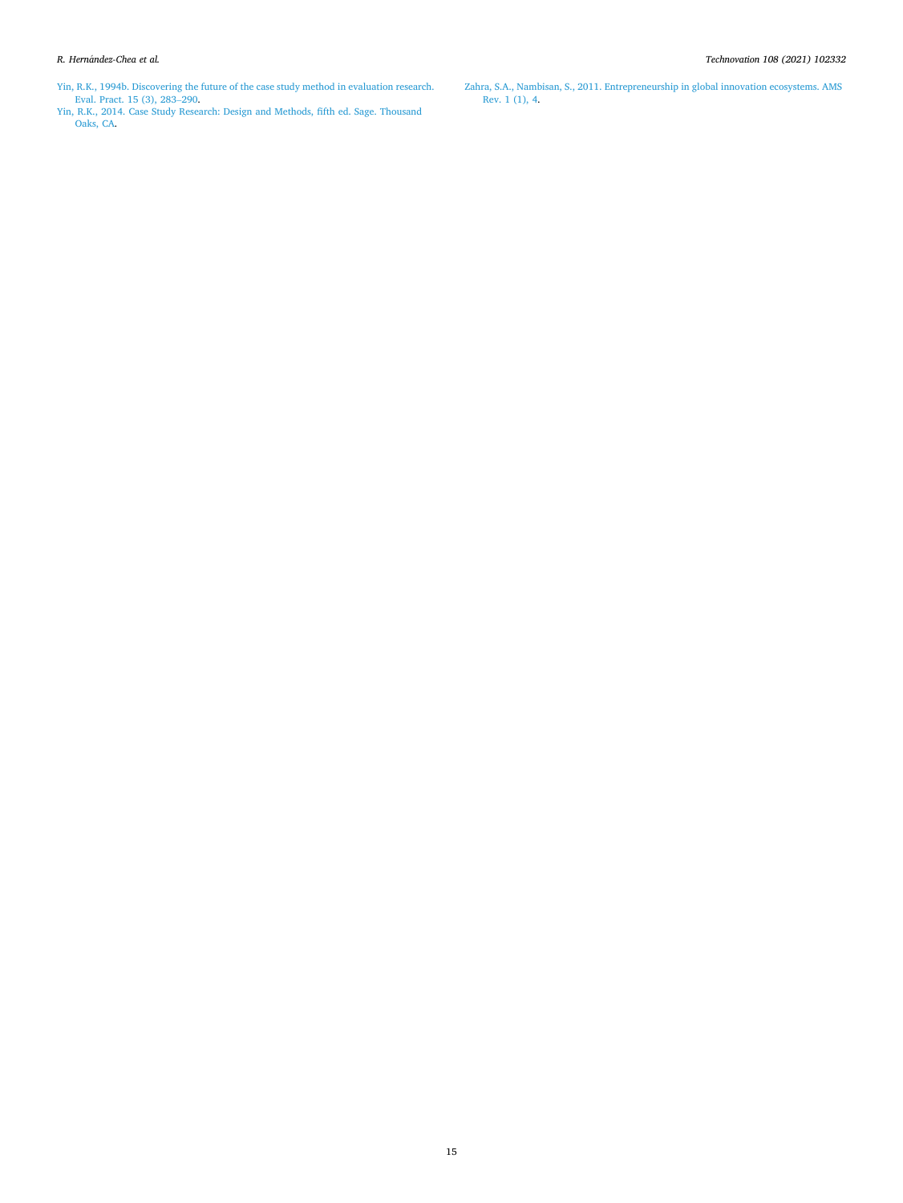Yin, R.K., 1994b. Discovering the future of the case study method in evaluation research. Eval. Pract. 15 (3), 283–290.

Yin, R.K., 2014. Case Study Research: Design and Methods, fifth ed. Sage. Thousand Oaks, CA.

Zahra, S.A., Nambisan, S., 2011. Entrepreneurship in global innovation ecosystems. AMS Rev. 1 (1), 4.